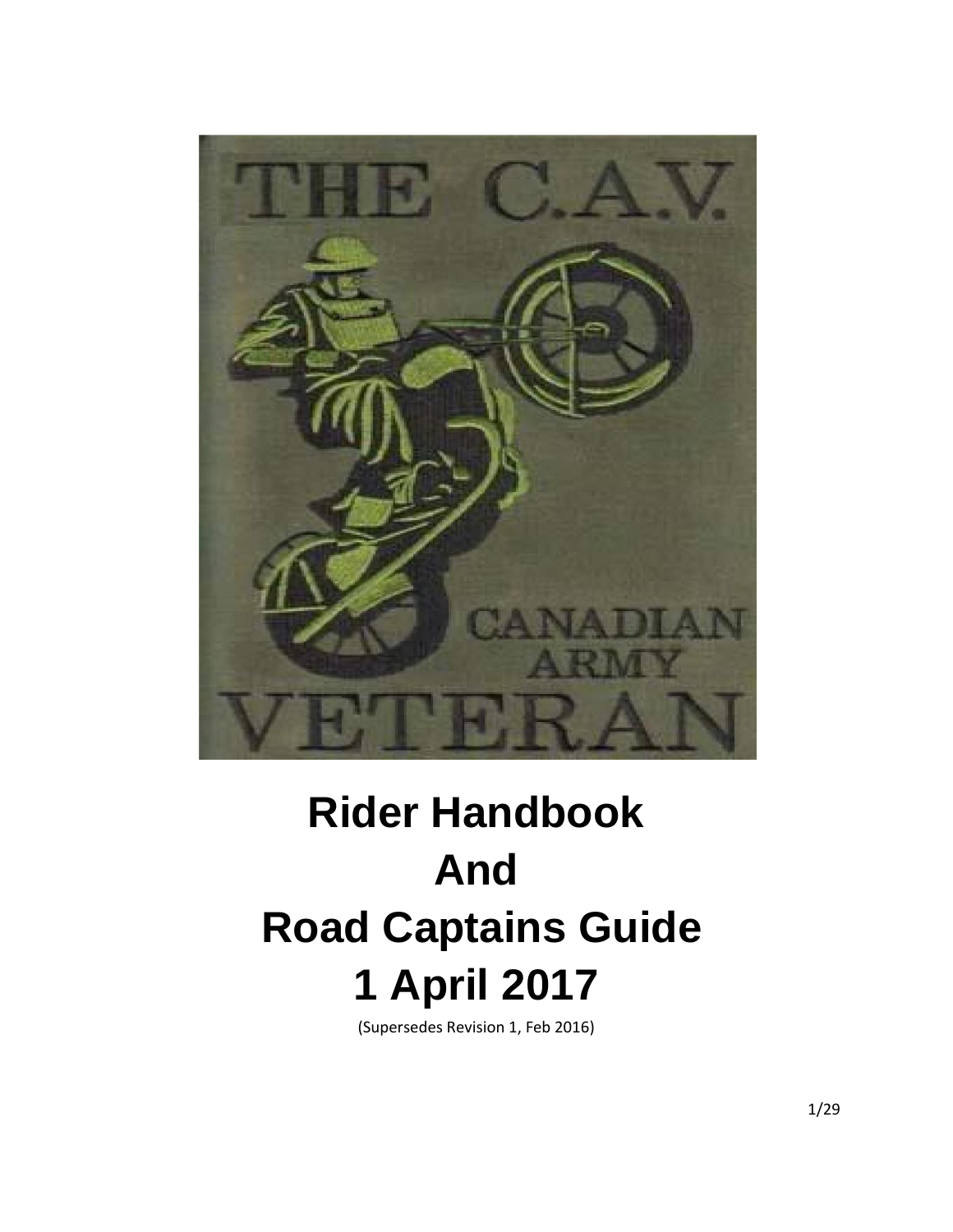# Rider Handbook And Road Captains Guide 1 April 2017

(Supersedes Revision 1, Feb 2016)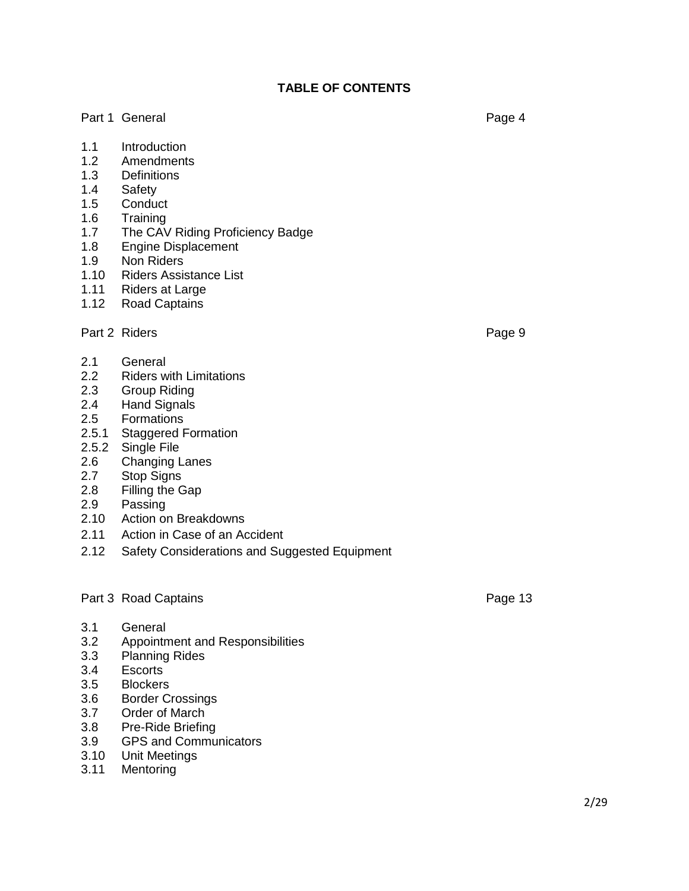# TABLE OF CONTENTS

| | | |
|---|---|---|
| Part 1 | General | Page 4 |
| 1.1 | Introduction | |
| 1.2 | Amendments | |
| 1.3 | Definitions | |
| 1.4 | Safety | |
| 1.5 | Conduct | |
| 1.6 | Training | |
| 1.7 | The CAV Riding Proficiency Badge | |
| 1.8 | Engine Displacement | |
| 1.9 | Non Riders | |
| 1.10 | Riders Assistance List | |
| 1.11 | Riders at Large | |
| 1.12 | Road Captains | |
| Part 2 | Riders | Page 9 |
| 2.1 | General | |
| 2.2 | Riders with Limitations | |
| 2.3 | Group Riding | |
| 2.4 | Hand Signals | |
| 2.5 | Formations | |
| 2.5.1 | Staggered Formation | |
| 2.5.2 | Single File | |
| 2.6 | Changing Lanes | |
| 2.7 | Stop Signs | |
| 2.8 | Filling the Gap | |
| 2.9 | Passing | |
| 2.10 | Action on Breakdowns | |
| 2.11 | Action in Case of an Accident | |
| 2.12 | Safety Considerations and Suggested Equipment | |
| Part 3 | Road Captains | Page 13 |
| 3.1 | General | |
| 3.2 | Appointment and Responsibilities | |
| 3.3 | Planning Rides | |
| 3.4 | Escorts | |
| 3.5 | Blockers | |
| 3.6 | Border Crossings | |
| 3.7 | Order of March | |
| 3.8 | Pre-Ride Briefing | |
| 3.9 | GPS and Communicators | |
| 3.10 | Unit Meetings | |
| 3.11 | Mentoring | |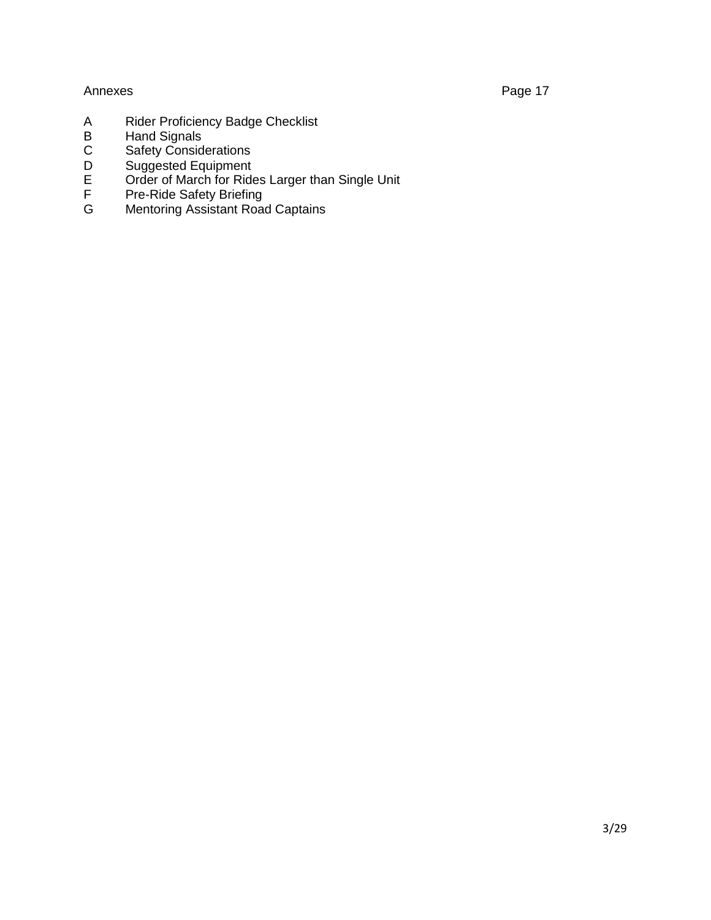Annexes Page 17

A Rider Proficiency Badge Checklist
B Hand Signals
C Safety Considerations
D Suggested Equipment
E Order of March for Rides Larger than Single Unit
F Pre-Ride Safety Briefing
G Mentoring Assistant Road Captains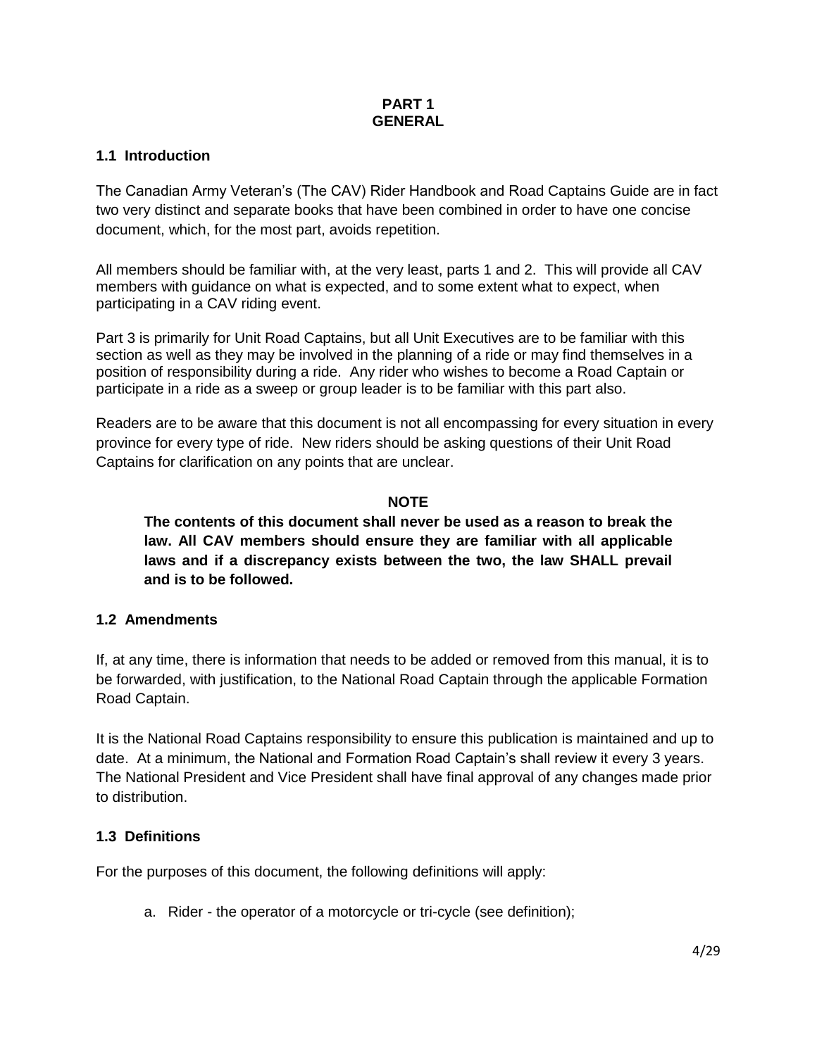# PART 1
# GENERAL

## 1.1 Introduction

The Canadian Army Veteran's (The CAV) Rider Handbook and Road Captains Guide are in fact two very distinct and separate books that have been combined in order to have one concise document, which, for the most part, avoids repetition.

All members should be familiar with, at the very least, parts 1 and 2. This will provide all CAV members with guidance on what is expected, and to some extent what to expect, when participating in a CAV riding event.

Part 3 is primarily for Unit Road Captains, but all Unit Executives are to be familiar with this section as well as they may be involved in the planning of a ride or may find themselves in a position of responsibility during a ride. Any rider who wishes to become a Road Captain or participate in a ride as a sweep or group leader is to be familiar with this part also.

Readers are to be aware that this document is not all encompassing for every situation in every province for every type of ride. New riders should be asking questions of their Unit Road Captains for clarification on any points that are unclear.

**NOTE**

**The contents of this document shall never be used as a reason to break the law. All CAV members should ensure they are familiar with all applicable laws and if a discrepancy exists between the two, the law SHALL prevail and is to be followed.**

## 1.2 Amendments

If, at any time, there is information that needs to be added or removed from this manual, it is to be forwarded, with justification, to the National Road Captain through the applicable Formation Road Captain.

It is the National Road Captains responsibility to ensure this publication is maintained and up to date. At a minimum, the National and Formation Road Captain's shall review it every 3 years. The National President and Vice President shall have final approval of any changes made prior to distribution.

## 1.3 Definitions

For the purposes of this document, the following definitions will apply:

a. Rider - the operator of a motorcycle or tri-cycle (see definition);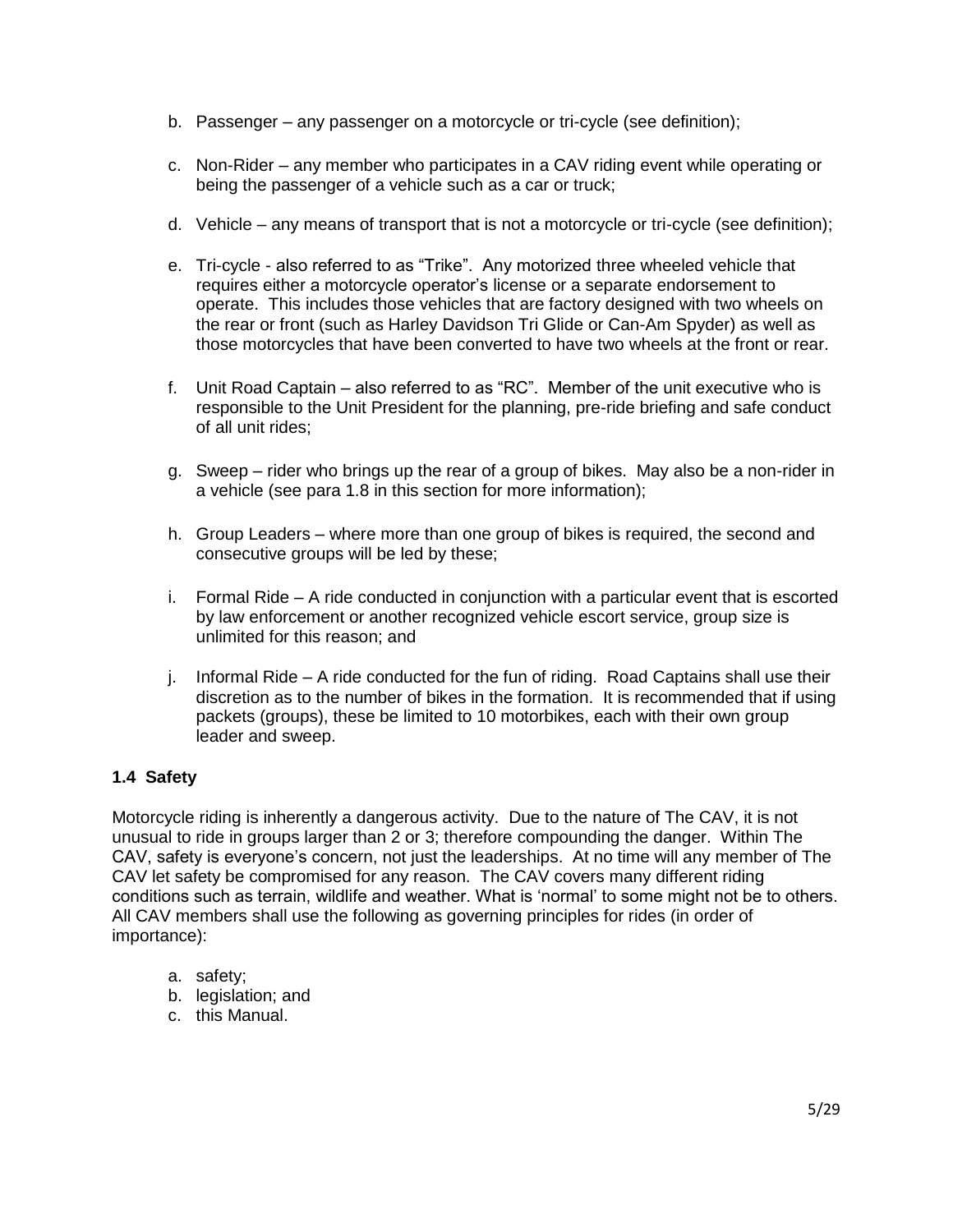b. Passenger – any passenger on a motorcycle or tri-cycle (see definition);

c. Non-Rider – any member who participates in a CAV riding event while operating or being the passenger of a vehicle such as a car or truck;

d. Vehicle – any means of transport that is not a motorcycle or tri-cycle (see definition);

e. Tri-cycle - also referred to as "Trike". Any motorized three wheeled vehicle that requires either a motorcycle operator's license or a separate endorsement to operate. This includes those vehicles that are factory designed with two wheels on the rear or front (such as Harley Davidson Tri Glide or Can-Am Spyder) as well as those motorcycles that have been converted to have two wheels at the front or rear.

f. Unit Road Captain – also referred to as "RC". Member of the unit executive who is responsible to the Unit President for the planning, pre-ride briefing and safe conduct of all unit rides;

g. Sweep – rider who brings up the rear of a group of bikes. May also be a non-rider in a vehicle (see para 1.8 in this section for more information);

h. Group Leaders – where more than one group of bikes is required, the second and consecutive groups will be led by these;

i. Formal Ride – A ride conducted in conjunction with a particular event that is escorted by law enforcement or another recognized vehicle escort service, group size is unlimited for this reason; and

j. Informal Ride – A ride conducted for the fun of riding. Road Captains shall use their discretion as to the number of bikes in the formation. It is recommended that if using packets (groups), these be limited to 10 motorbikes, each with their own group leader and sweep.

### 1.4 Safety

Motorcycle riding is inherently a dangerous activity. Due to the nature of The CAV, it is not unusual to ride in groups larger than 2 or 3; therefore compounding the danger. Within The CAV, safety is everyone's concern, not just the leaderships. At no time will any member of The CAV let safety be compromised for any reason. The CAV covers many different riding conditions such as terrain, wildlife and weather. What is 'normal' to some might not be to others. All CAV members shall use the following as governing principles for rides (in order of importance):

a. safety;
b. legislation; and
c. this Manual.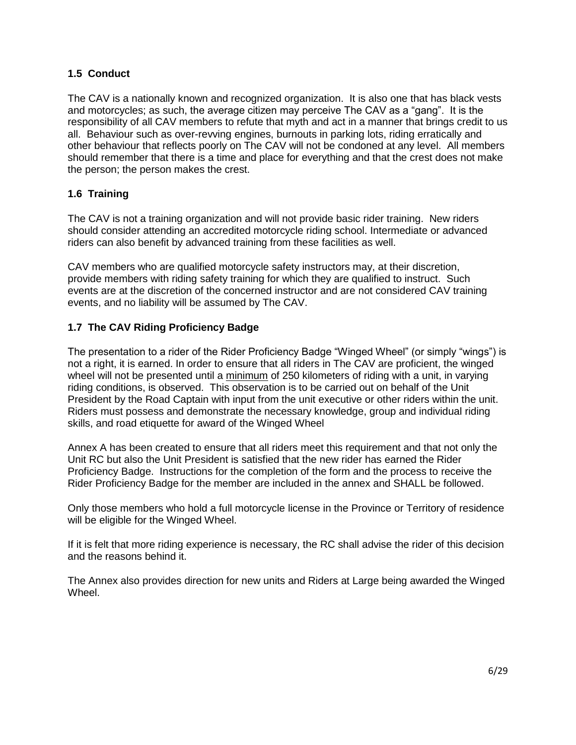## 1.5 Conduct

The CAV is a nationally known and recognized organization. It is also one that has black vests and motorcycles; as such, the average citizen may perceive The CAV as a "gang". It is the responsibility of all CAV members to refute that myth and act in a manner that brings credit to us all. Behaviour such as over-revving engines, burnouts in parking lots, riding erratically and other behaviour that reflects poorly on The CAV will not be condoned at any level. All members should remember that there is a time and place for everything and that the crest does not make the person; the person makes the crest.

## 1.6 Training

The CAV is not a training organization and will not provide basic rider training. New riders should consider attending an accredited motorcycle riding school. Intermediate or advanced riders can also benefit by advanced training from these facilities as well.

CAV members who are qualified motorcycle safety instructors may, at their discretion, provide members with riding safety training for which they are qualified to instruct. Such events are at the discretion of the concerned instructor and are not considered CAV training events, and no liability will be assumed by The CAV.

## 1.7 The CAV Riding Proficiency Badge

The presentation to a rider of the Rider Proficiency Badge "Winged Wheel" (or simply "wings") is not a right, it is earned. In order to ensure that all riders in The CAV are proficient, the winged wheel will not be presented until a minimum of 250 kilometers of riding with a unit, in varying riding conditions, is observed. This observation is to be carried out on behalf of the Unit President by the Road Captain with input from the unit executive or other riders within the unit. Riders must possess and demonstrate the necessary knowledge, group and individual riding skills, and road etiquette for award of the Winged Wheel

Annex A has been created to ensure that all riders meet this requirement and that not only the Unit RC but also the Unit President is satisfied that the new rider has earned the Rider Proficiency Badge. Instructions for the completion of the form and the process to receive the Rider Proficiency Badge for the member are included in the annex and SHALL be followed.

Only those members who hold a full motorcycle license in the Province or Territory of residence will be eligible for the Winged Wheel.

If it is felt that more riding experience is necessary, the RC shall advise the rider of this decision and the reasons behind it.

The Annex also provides direction for new units and Riders at Large being awarded the Winged Wheel.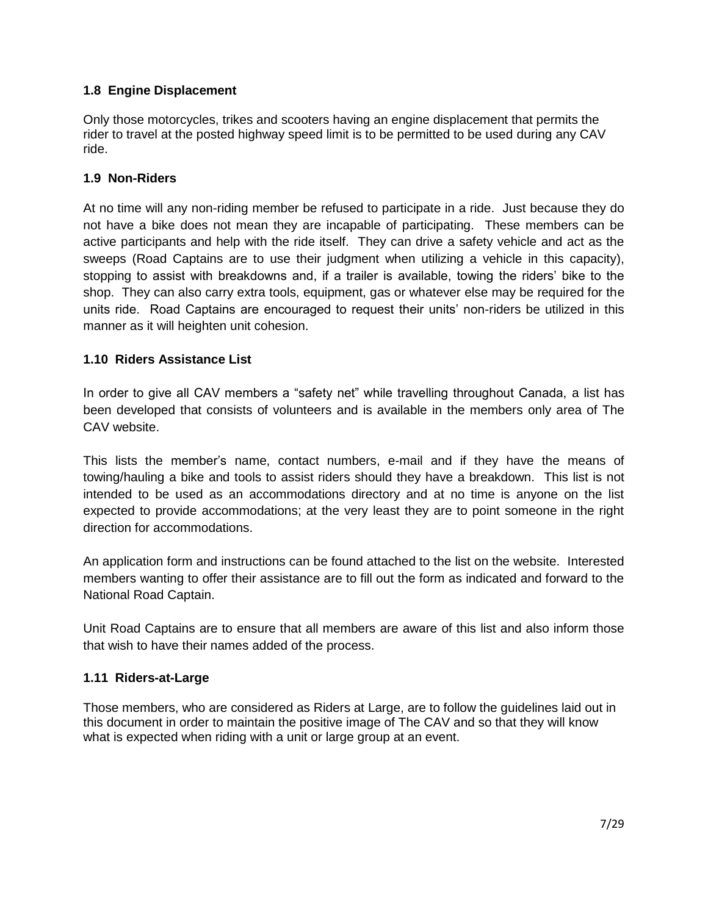### 1.8 Engine Displacement

Only those motorcycles, trikes and scooters having an engine displacement that permits the rider to travel at the posted highway speed limit is to be permitted to be used during any CAV ride.

### 1.9 Non-Riders

At no time will any non-riding member be refused to participate in a ride. Just because they do not have a bike does not mean they are incapable of participating. These members can be active participants and help with the ride itself. They can drive a safety vehicle and act as the sweeps (Road Captains are to use their judgment when utilizing a vehicle in this capacity), stopping to assist with breakdowns and, if a trailer is available, towing the riders' bike to the shop. They can also carry extra tools, equipment, gas or whatever else may be required for the units ride. Road Captains are encouraged to request their units' non-riders be utilized in this manner as it will heighten unit cohesion.

### 1.10 Riders Assistance List

In order to give all CAV members a "safety net" while travelling throughout Canada, a list has been developed that consists of volunteers and is available in the members only area of The CAV website.

This lists the member's name, contact numbers, e-mail and if they have the means of towing/hauling a bike and tools to assist riders should they have a breakdown. This list is not intended to be used as an accommodations directory and at no time is anyone on the list expected to provide accommodations; at the very least they are to point someone in the right direction for accommodations.

An application form and instructions can be found attached to the list on the website. Interested members wanting to offer their assistance are to fill out the form as indicated and forward to the National Road Captain.

Unit Road Captains are to ensure that all members are aware of this list and also inform those that wish to have their names added of the process.

### 1.11 Riders-at-Large

Those members, who are considered as Riders at Large, are to follow the guidelines laid out in this document in order to maintain the positive image of The CAV and so that they will know what is expected when riding with a unit or large group at an event.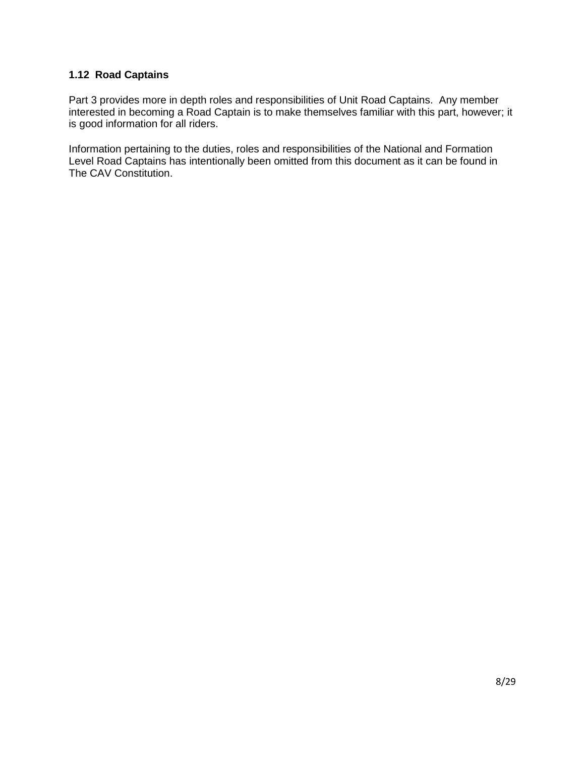### 1.12 Road Captains

Part 3 provides more in depth roles and responsibilities of Unit Road Captains. Any member interested in becoming a Road Captain is to make themselves familiar with this part, however; it is good information for all riders.

Information pertaining to the duties, roles and responsibilities of the National and Formation Level Road Captains has intentionally been omitted from this document as it can be found in The CAV Constitution.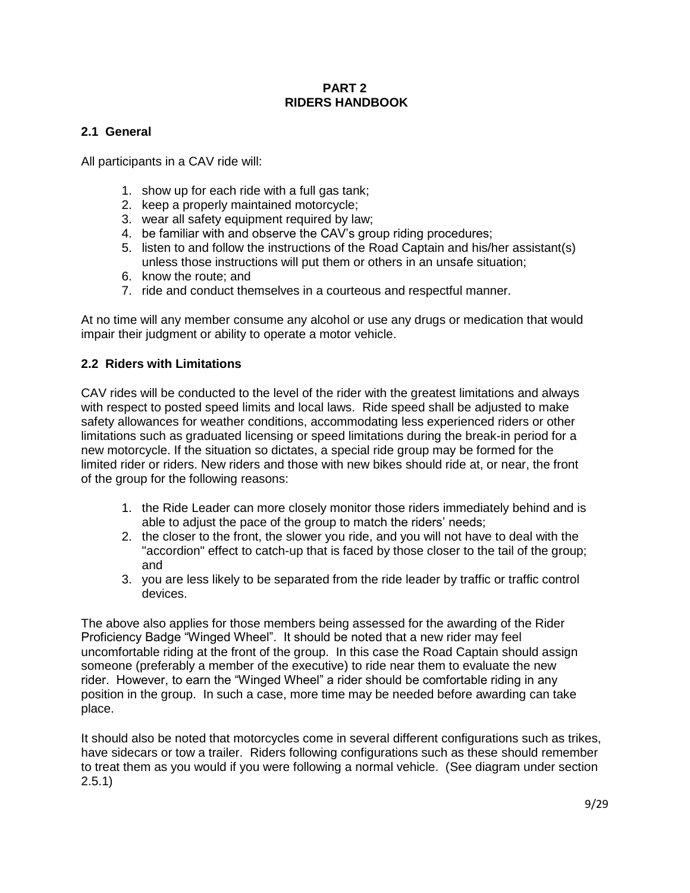# PART 2
# RIDERS HANDBOOK

## 2.1 General

All participants in a CAV ride will:

1. show up for each ride with a full gas tank;
2. keep a properly maintained motorcycle;
3. wear all safety equipment required by law;
4. be familiar with and observe the CAV's group riding procedures;
5. listen to and follow the instructions of the Road Captain and his/her assistant(s) unless those instructions will put them or others in an unsafe situation;
6. know the route; and
7. ride and conduct themselves in a courteous and respectful manner.

At no time will any member consume any alcohol or use any drugs or medication that would impair their judgment or ability to operate a motor vehicle.

## 2.2 Riders with Limitations

CAV rides will be conducted to the level of the rider with the greatest limitations and always with respect to posted speed limits and local laws. Ride speed shall be adjusted to make safety allowances for weather conditions, accommodating less experienced riders or other limitations such as graduated licensing or speed limitations during the break-in period for a new motorcycle. If the situation so dictates, a special ride group may be formed for the limited rider or riders. New riders and those with new bikes should ride at, or near, the front of the group for the following reasons:

1. the Ride Leader can more closely monitor those riders immediately behind and is able to adjust the pace of the group to match the riders' needs;
2. the closer to the front, the slower you ride, and you will not have to deal with the "accordion" effect to catch-up that is faced by those closer to the tail of the group; and
3. you are less likely to be separated from the ride leader by traffic or traffic control devices.

The above also applies for those members being assessed for the awarding of the Rider Proficiency Badge "Winged Wheel". It should be noted that a new rider may feel uncomfortable riding at the front of the group. In this case the Road Captain should assign someone (preferably a member of the executive) to ride near them to evaluate the new rider. However, to earn the "Winged Wheel" a rider should be comfortable riding in any position in the group. In such a case, more time may be needed before awarding can take place.

It should also be noted that motorcycles come in several different configurations such as trikes, have sidecars or tow a trailer. Riders following configurations such as these should remember to treat them as you would if you were following a normal vehicle. (See diagram under section 2.5.1)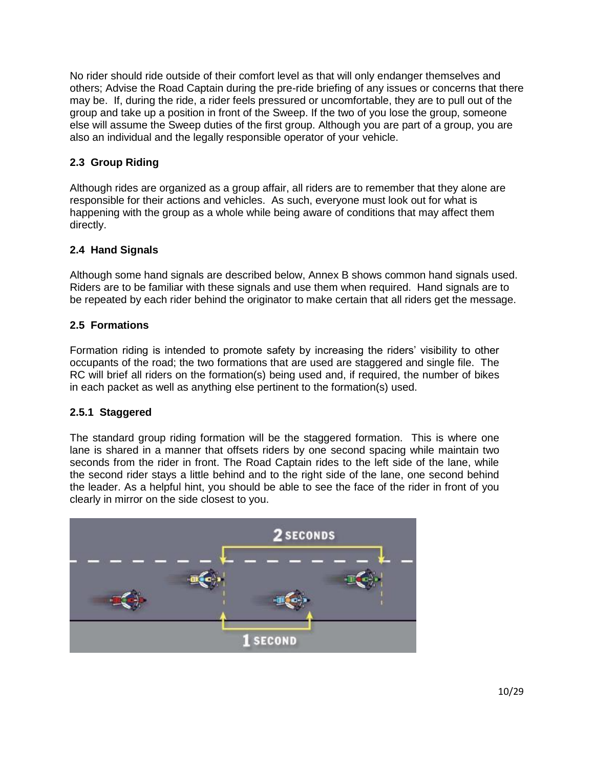No rider should ride outside of their comfort level as that will only endanger themselves and others; Advise the Road Captain during the pre-ride briefing of any issues or concerns that there may be. If, during the ride, a rider feels pressured or uncomfortable, they are to pull out of the group and take up a position in front of the Sweep. If the two of you lose the group, someone else will assume the Sweep duties of the first group. Although you are part of a group, you are also an individual and the legally responsible operator of your vehicle.

### 2.3 Group Riding

Although rides are organized as a group affair, all riders are to remember that they alone are responsible for their actions and vehicles. As such, everyone must look out for what is happening with the group as a whole while being aware of conditions that may affect them directly.

### 2.4 Hand Signals

Although some hand signals are described below, Annex B shows common hand signals used. Riders are to be familiar with these signals and use them when required. Hand signals are to be repeated by each rider behind the originator to make certain that all riders get the message.

### 2.5 Formations

Formation riding is intended to promote safety by increasing the riders' visibility to other occupants of the road; the two formations that are used are staggered and single file. The RC will brief all riders on the formation(s) being used and, if required, the number of bikes in each packet as well as anything else pertinent to the formation(s) used.

#### 2.5.1 Staggered

The standard group riding formation will be the staggered formation. This is where one lane is shared in a manner that offsets riders by one second spacing while maintain two seconds from the rider in front. The Road Captain rides to the left side of the lane, while the second rider stays a little behind and to the right side of the lane, one second behind the leader. As a helpful hint, you should be able to see the face of the rider in front of you clearly in mirror on the side closest to you.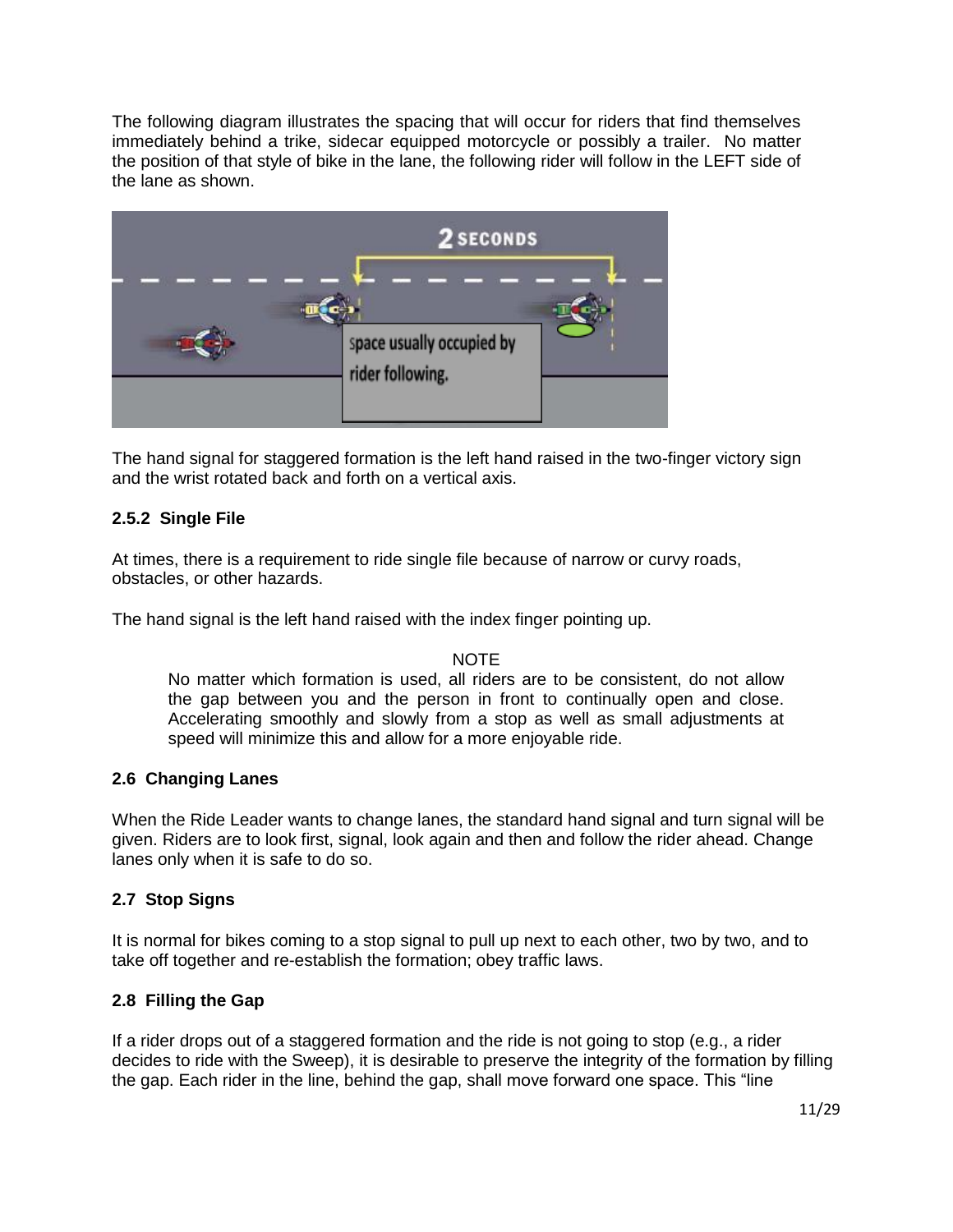The following diagram illustrates the spacing that will occur for riders that find themselves immediately behind a trike, sidecar equipped motorcycle or possibly a trailer. No matter the position of that style of bike in the lane, the following rider will follow in the LEFT side of the lane as shown.

The hand signal for staggered formation is the left hand raised in the two-finger victory sign and the wrist rotated back and forth on a vertical axis.

### 2.5.2 Single File

At times, there is a requirement to ride single file because of narrow or curvy roads, obstacles, or other hazards.

The hand signal is the left hand raised with the index finger pointing up.

> NOTE
>
> No matter which formation is used, all riders are to be consistent, do not allow the gap between you and the person in front to continually open and close. Accelerating smoothly and slowly from a stop as well as small adjustments at speed will minimize this and allow for a more enjoyable ride.

## 2.6 Changing Lanes

When the Ride Leader wants to change lanes, the standard hand signal and turn signal will be given. Riders are to look first, signal, look again and then and follow the rider ahead. Change lanes only when it is safe to do so.

## 2.7 Stop Signs

It is normal for bikes coming to a stop signal to pull up next to each other, two by two, and to take off together and re-establish the formation; obey traffic laws.

## 2.8 Filling the Gap

If a rider drops out of a staggered formation and the ride is not going to stop (e.g., a rider decides to ride with the Sweep), it is desirable to preserve the integrity of the formation by filling the gap. Each rider in the line, behind the gap, shall move forward one space. This "line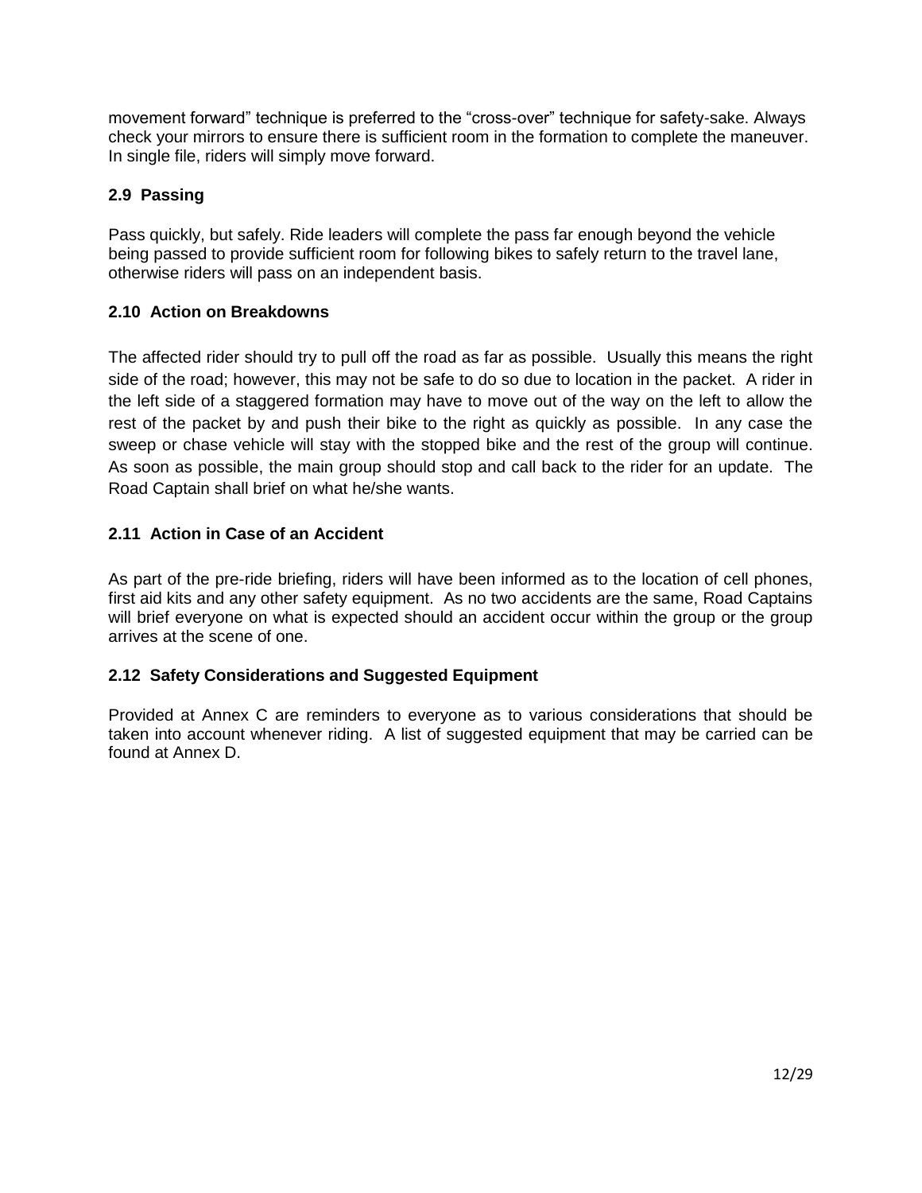movement forward" technique is preferred to the "cross-over" technique for safety-sake. Always check your mirrors to ensure there is sufficient room in the formation to complete the maneuver. In single file, riders will simply move forward.

### 2.9 Passing

Pass quickly, but safely. Ride leaders will complete the pass far enough beyond the vehicle being passed to provide sufficient room for following bikes to safely return to the travel lane, otherwise riders will pass on an independent basis.

### 2.10 Action on Breakdowns

The affected rider should try to pull off the road as far as possible. Usually this means the right side of the road; however, this may not be safe to do so due to location in the packet. A rider in the left side of a staggered formation may have to move out of the way on the left to allow the rest of the packet by and push their bike to the right as quickly as possible. In any case the sweep or chase vehicle will stay with the stopped bike and the rest of the group will continue. As soon as possible, the main group should stop and call back to the rider for an update. The Road Captain shall brief on what he/she wants.

### 2.11 Action in Case of an Accident

As part of the pre-ride briefing, riders will have been informed as to the location of cell phones, first aid kits and any other safety equipment. As no two accidents are the same, Road Captains will brief everyone on what is expected should an accident occur within the group or the group arrives at the scene of one.

### 2.12 Safety Considerations and Suggested Equipment

Provided at Annex C are reminders to everyone as to various considerations that should be taken into account whenever riding. A list of suggested equipment that may be carried can be found at Annex D.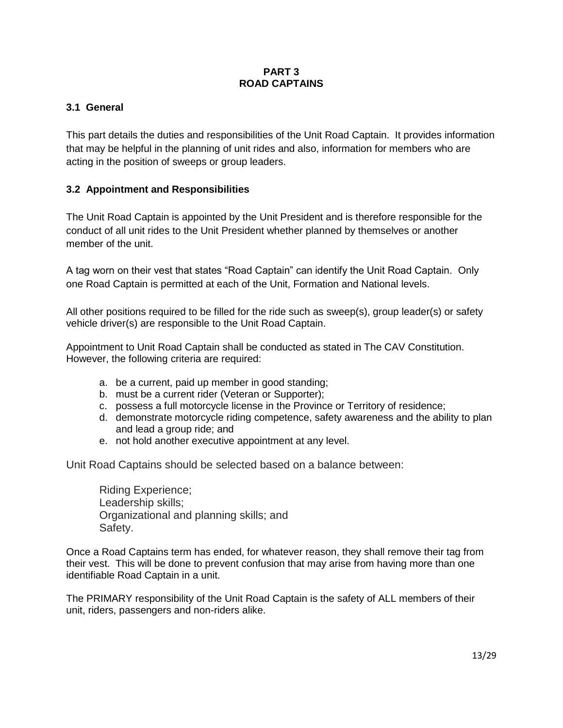# PART 3
# ROAD CAPTAINS

## 3.1 General

This part details the duties and responsibilities of the Unit Road Captain. It provides information that may be helpful in the planning of unit rides and also, information for members who are acting in the position of sweeps or group leaders.

## 3.2 Appointment and Responsibilities

The Unit Road Captain is appointed by the Unit President and is therefore responsible for the conduct of all unit rides to the Unit President whether planned by themselves or another member of the unit.

A tag worn on their vest that states "Road Captain" can identify the Unit Road Captain. Only one Road Captain is permitted at each of the Unit, Formation and National levels.

All other positions required to be filled for the ride such as sweep(s), group leader(s) or safety vehicle driver(s) are responsible to the Unit Road Captain.

Appointment to Unit Road Captain shall be conducted as stated in The CAV Constitution. However, the following criteria are required:

a. be a current, paid up member in good standing;
b. must be a current rider (Veteran or Supporter);
c. possess a full motorcycle license in the Province or Territory of residence;
d. demonstrate motorcycle riding competence, safety awareness and the ability to plan and lead a group ride; and
e. not hold another executive appointment at any level.

Unit Road Captains should be selected based on a balance between:

Riding Experience;
Leadership skills;
Organizational and planning skills; and
Safety.

Once a Road Captains term has ended, for whatever reason, they shall remove their tag from their vest. This will be done to prevent confusion that may arise from having more than one identifiable Road Captain in a unit.

The PRIMARY responsibility of the Unit Road Captain is the safety of ALL members of their unit, riders, passengers and non-riders alike.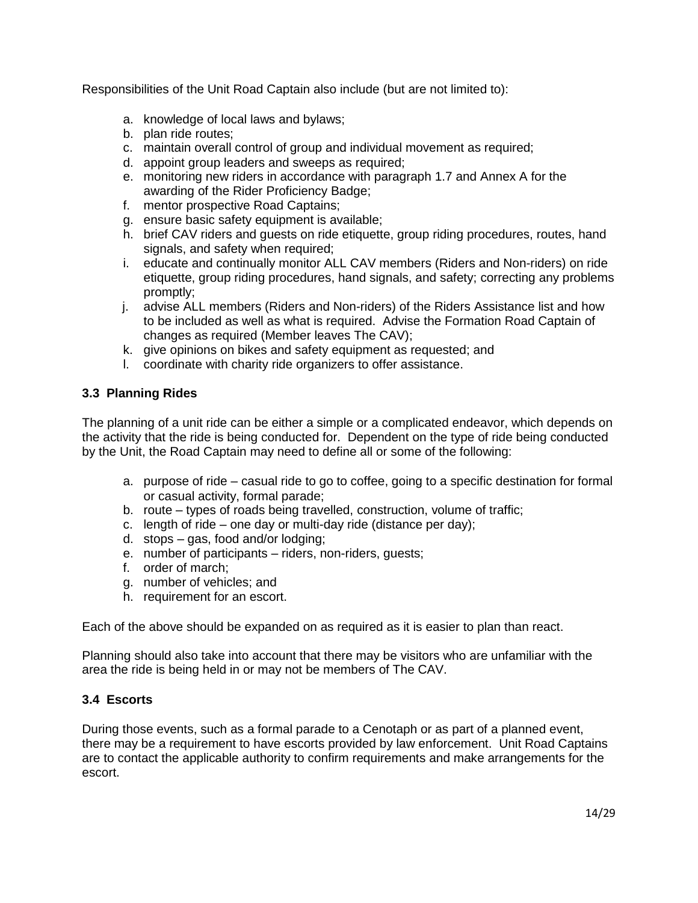Responsibilities of the Unit Road Captain also include (but are not limited to):

a. knowledge of local laws and bylaws;
b. plan ride routes;
c. maintain overall control of group and individual movement as required;
d. appoint group leaders and sweeps as required;
e. monitoring new riders in accordance with paragraph 1.7 and Annex A for the awarding of the Rider Proficiency Badge;
f. mentor prospective Road Captains;
g. ensure basic safety equipment is available;
h. brief CAV riders and guests on ride etiquette, group riding procedures, routes, hand signals, and safety when required;
i. educate and continually monitor ALL CAV members (Riders and Non-riders) on ride etiquette, group riding procedures, hand signals, and safety; correcting any problems promptly;
j. advise ALL members (Riders and Non-riders) of the Riders Assistance list and how to be included as well as what is required. Advise the Formation Road Captain of changes as required (Member leaves The CAV);
k. give opinions on bikes and safety equipment as requested; and
l. coordinate with charity ride organizers to offer assistance.

### 3.3 Planning Rides

The planning of a unit ride can be either a simple or a complicated endeavor, which depends on the activity that the ride is being conducted for. Dependent on the type of ride being conducted by the Unit, the Road Captain may need to define all or some of the following:

a. purpose of ride – casual ride to go to coffee, going to a specific destination for formal or casual activity, formal parade;
b. route – types of roads being travelled, construction, volume of traffic;
c. length of ride – one day or multi-day ride (distance per day);
d. stops – gas, food and/or lodging;
e. number of participants – riders, non-riders, guests;
f. order of march;
g. number of vehicles; and
h. requirement for an escort.

Each of the above should be expanded on as required as it is easier to plan than react.

Planning should also take into account that there may be visitors who are unfamiliar with the area the ride is being held in or may not be members of The CAV.

### 3.4 Escorts

During those events, such as a formal parade to a Cenotaph or as part of a planned event, there may be a requirement to have escorts provided by law enforcement. Unit Road Captains are to contact the applicable authority to confirm requirements and make arrangements for the escort.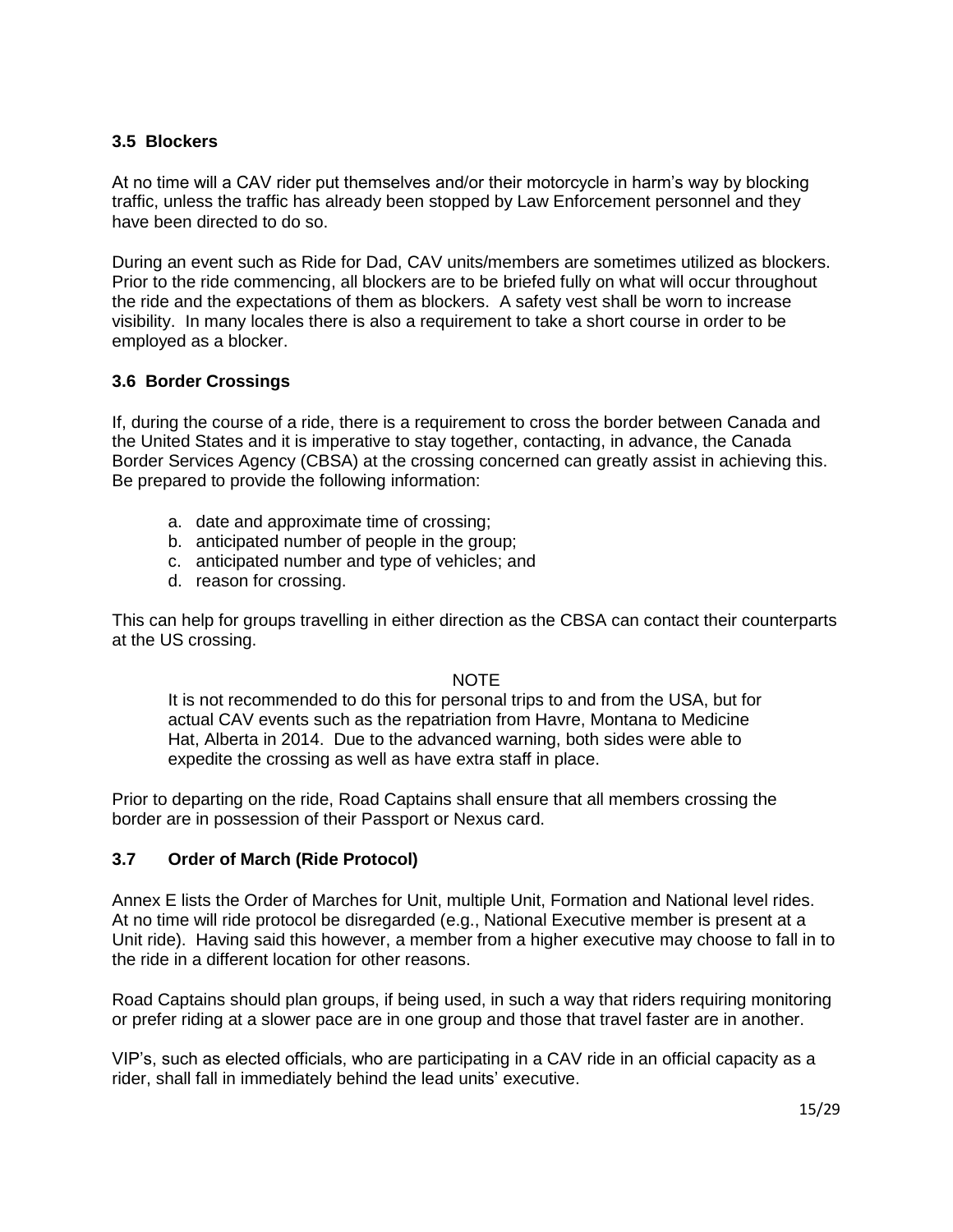### 3.5 Blockers

At no time will a CAV rider put themselves and/or their motorcycle in harm's way by blocking traffic, unless the traffic has already been stopped by Law Enforcement personnel and they have been directed to do so.

During an event such as Ride for Dad, CAV units/members are sometimes utilized as blockers. Prior to the ride commencing, all blockers are to be briefed fully on what will occur throughout the ride and the expectations of them as blockers. A safety vest shall be worn to increase visibility. In many locales there is also a requirement to take a short course in order to be employed as a blocker.

### 3.6 Border Crossings

If, during the course of a ride, there is a requirement to cross the border between Canada and the United States and it is imperative to stay together, contacting, in advance, the Canada Border Services Agency (CBSA) at the crossing concerned can greatly assist in achieving this. Be prepared to provide the following information:

a. date and approximate time of crossing;
b. anticipated number of people in the group;
c. anticipated number and type of vehicles; and
d. reason for crossing.

This can help for groups travelling in either direction as the CBSA can contact their counterparts at the US crossing.

NOTE

It is not recommended to do this for personal trips to and from the USA, but for actual CAV events such as the repatriation from Havre, Montana to Medicine Hat, Alberta in 2014. Due to the advanced warning, both sides were able to expedite the crossing as well as have extra staff in place.

Prior to departing on the ride, Road Captains shall ensure that all members crossing the border are in possession of their Passport or Nexus card.

### 3.7 Order of March (Ride Protocol)

Annex E lists the Order of Marches for Unit, multiple Unit, Formation and National level rides. At no time will ride protocol be disregarded (e.g., National Executive member is present at a Unit ride). Having said this however, a member from a higher executive may choose to fall in to the ride in a different location for other reasons.

Road Captains should plan groups, if being used, in such a way that riders requiring monitoring or prefer riding at a slower pace are in one group and those that travel faster are in another.

VIP's, such as elected officials, who are participating in a CAV ride in an official capacity as a rider, shall fall in immediately behind the lead units' executive.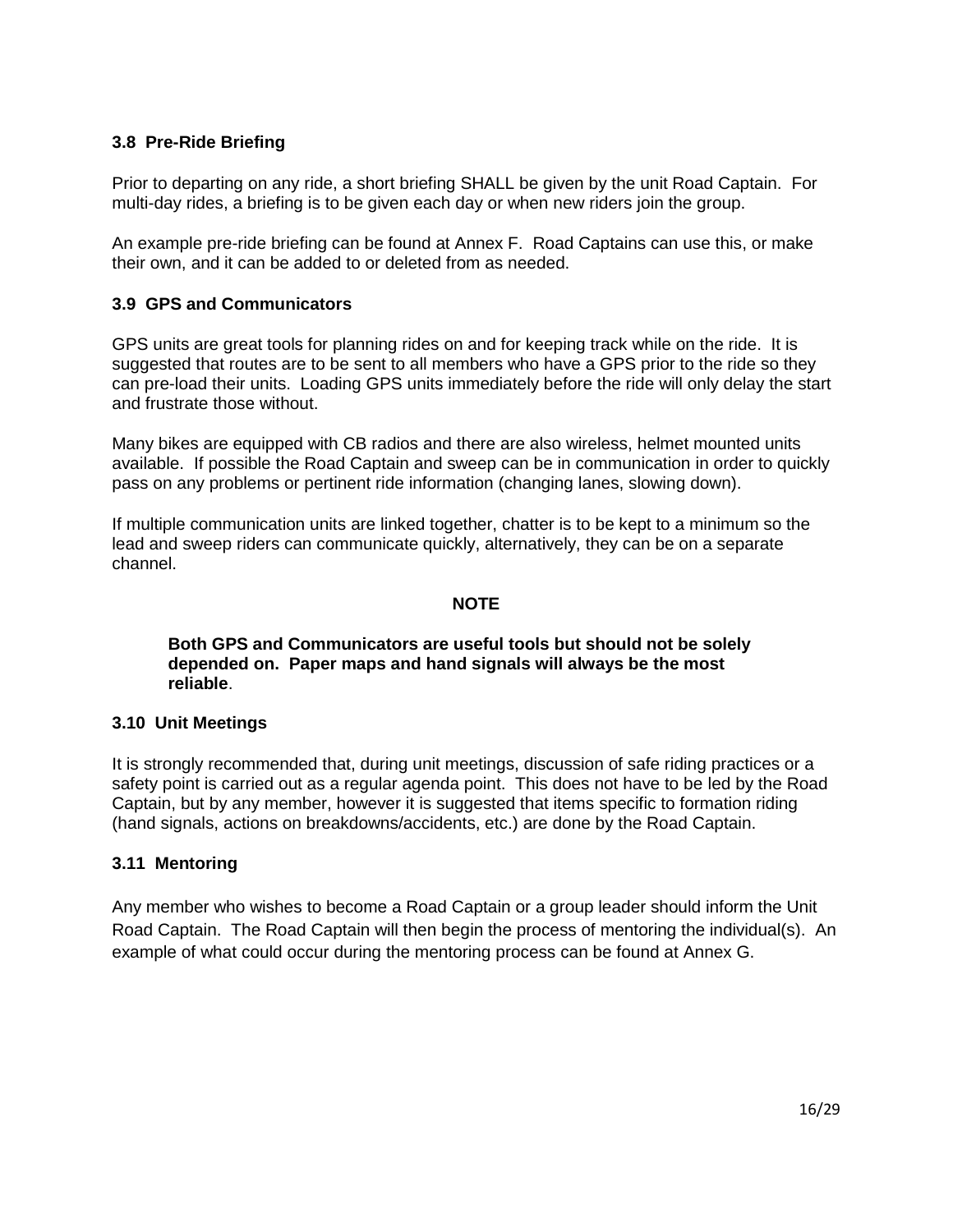### 3.8 Pre-Ride Briefing

Prior to departing on any ride, a short briefing SHALL be given by the unit Road Captain. For multi-day rides, a briefing is to be given each day or when new riders join the group.

An example pre-ride briefing can be found at Annex F. Road Captains can use this, or make their own, and it can be added to or deleted from as needed.

### 3.9 GPS and Communicators

GPS units are great tools for planning rides on and for keeping track while on the ride. It is suggested that routes are to be sent to all members who have a GPS prior to the ride so they can pre-load their units. Loading GPS units immediately before the ride will only delay the start and frustrate those without.

Many bikes are equipped with CB radios and there are also wireless, helmet mounted units available. If possible the Road Captain and sweep can be in communication in order to quickly pass on any problems or pertinent ride information (changing lanes, slowing down).

If multiple communication units are linked together, chatter is to be kept to a minimum so the lead and sweep riders can communicate quickly, alternatively, they can be on a separate channel.

**NOTE**

> **Both GPS and Communicators are useful tools but should not be solely depended on. Paper maps and hand signals will always be the most reliable**.

### 3.10 Unit Meetings

It is strongly recommended that, during unit meetings, discussion of safe riding practices or a safety point is carried out as a regular agenda point. This does not have to be led by the Road Captain, but by any member, however it is suggested that items specific to formation riding (hand signals, actions on breakdowns/accidents, etc.) are done by the Road Captain.

### 3.11 Mentoring

Any member who wishes to become a Road Captain or a group leader should inform the Unit Road Captain. The Road Captain will then begin the process of mentoring the individual(s). An example of what could occur during the mentoring process can be found at Annex G.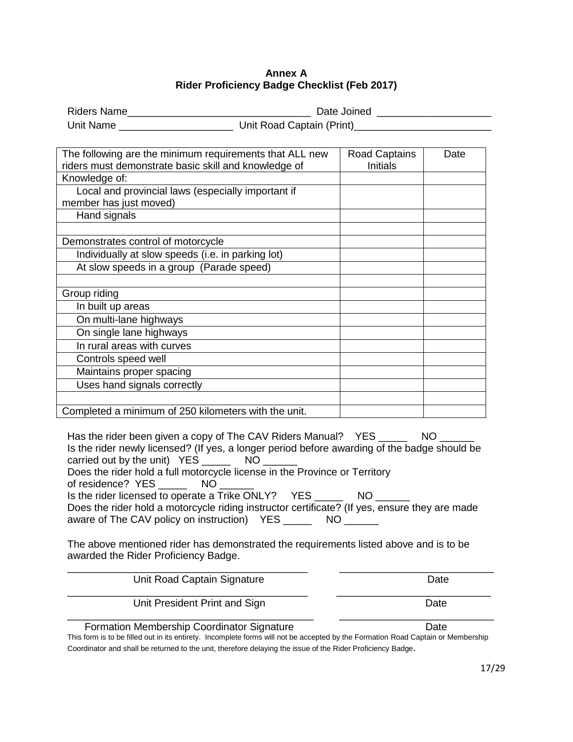**Annex A**
**Rider Proficiency Badge Checklist (Feb 2017)**

Riders Name_______________________________ Date Joined ___________________
Unit Name ___________________ Unit Road Captain (Print)_______________________

| The following are the minimum requirements that ALL new riders must demonstrate basic skill and knowledge of | Road Captains Initials | Date |
|---|---|---|
| Knowledge of: | | |
| Local and provincial laws (especially important if member has just moved) | | |
| Hand signals | | |
| | | |
| Demonstrates control of motorcycle | | |
| Individually at slow speeds (i.e. in parking lot) | | |
| At slow speeds in a group (Parade speed) | | |
| | | |
| Group riding | | |
| In built up areas | | |
| On multi-lane highways | | |
| On single lane highways | | |
| In rural areas with curves | | |
| Controls speed well | | |
| Maintains proper spacing | | |
| Uses hand signals correctly | | |
| | | |
| Completed a minimum of 250 kilometers with the unit. | | |

Has the rider been given a copy of The CAV Riders Manual? YES _____ NO ______
Is the rider newly licensed? (If yes, a longer period before awarding of the badge should be carried out by the unit) YES _____ NO ______
Does the rider hold a full motorcycle license in the Province or Territory of residence? YES _____ NO ______
Is the rider licensed to operate a Trike ONLY? YES _____ NO ______
Does the rider hold a motorcycle riding instructor certificate? (If yes, ensure they are made aware of The CAV policy on instruction) YES _____ NO ______

The above mentioned rider has demonstrated the requirements listed above and is to be awarded the Rider Proficiency Badge.

_______________________________________ ___________________________
Unit Road Captain Signature Date

_______________________________________ ___________________________
Unit President Print and Sign Date

_______________________________________ ___________________________
Formation Membership Coordinator Signature Date

This form is to be filled out in its entirety. Incomplete forms will not be accepted by the Formation Road Captain or Membership Coordinator and shall be returned to the unit, therefore delaying the issue of the Rider Proficiency Badge.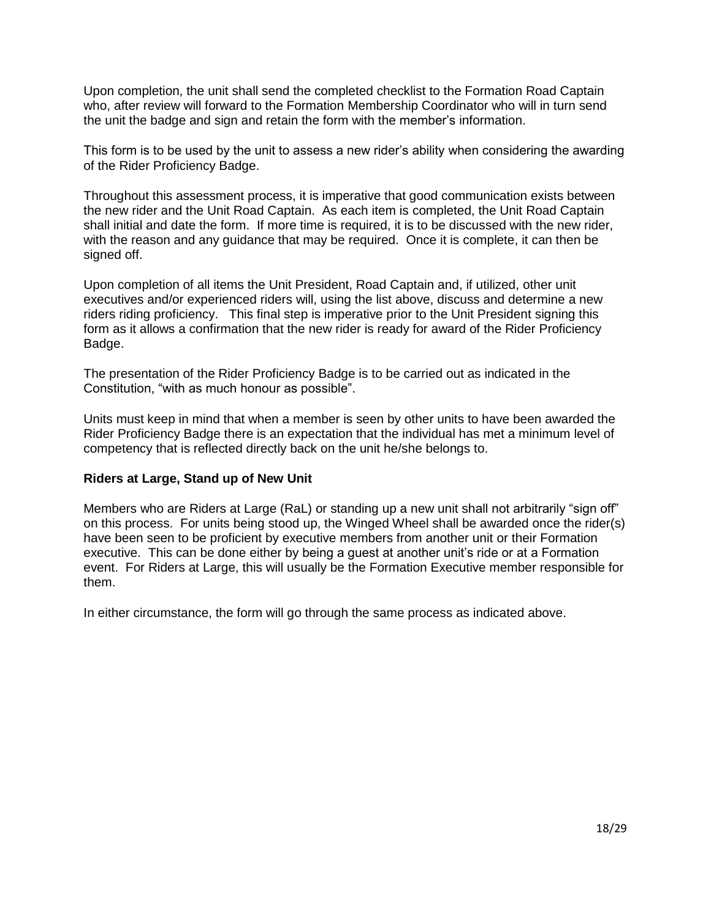Upon completion, the unit shall send the completed checklist to the Formation Road Captain who, after review will forward to the Formation Membership Coordinator who will in turn send the unit the badge and sign and retain the form with the member's information.

This form is to be used by the unit to assess a new rider's ability when considering the awarding of the Rider Proficiency Badge.

Throughout this assessment process, it is imperative that good communication exists between the new rider and the Unit Road Captain. As each item is completed, the Unit Road Captain shall initial and date the form. If more time is required, it is to be discussed with the new rider, with the reason and any guidance that may be required. Once it is complete, it can then be signed off.

Upon completion of all items the Unit President, Road Captain and, if utilized, other unit executives and/or experienced riders will, using the list above, discuss and determine a new riders riding proficiency. This final step is imperative prior to the Unit President signing this form as it allows a confirmation that the new rider is ready for award of the Rider Proficiency Badge.

The presentation of the Rider Proficiency Badge is to be carried out as indicated in the Constitution, "with as much honour as possible".

Units must keep in mind that when a member is seen by other units to have been awarded the Rider Proficiency Badge there is an expectation that the individual has met a minimum level of competency that is reflected directly back on the unit he/she belongs to.

**Riders at Large, Stand up of New Unit**

Members who are Riders at Large (RaL) or standing up a new unit shall not arbitrarily "sign off" on this process. For units being stood up, the Winged Wheel shall be awarded once the rider(s) have been seen to be proficient by executive members from another unit or their Formation executive. This can be done either by being a guest at another unit's ride or at a Formation event. For Riders at Large, this will usually be the Formation Executive member responsible for them.

In either circumstance, the form will go through the same process as indicated above.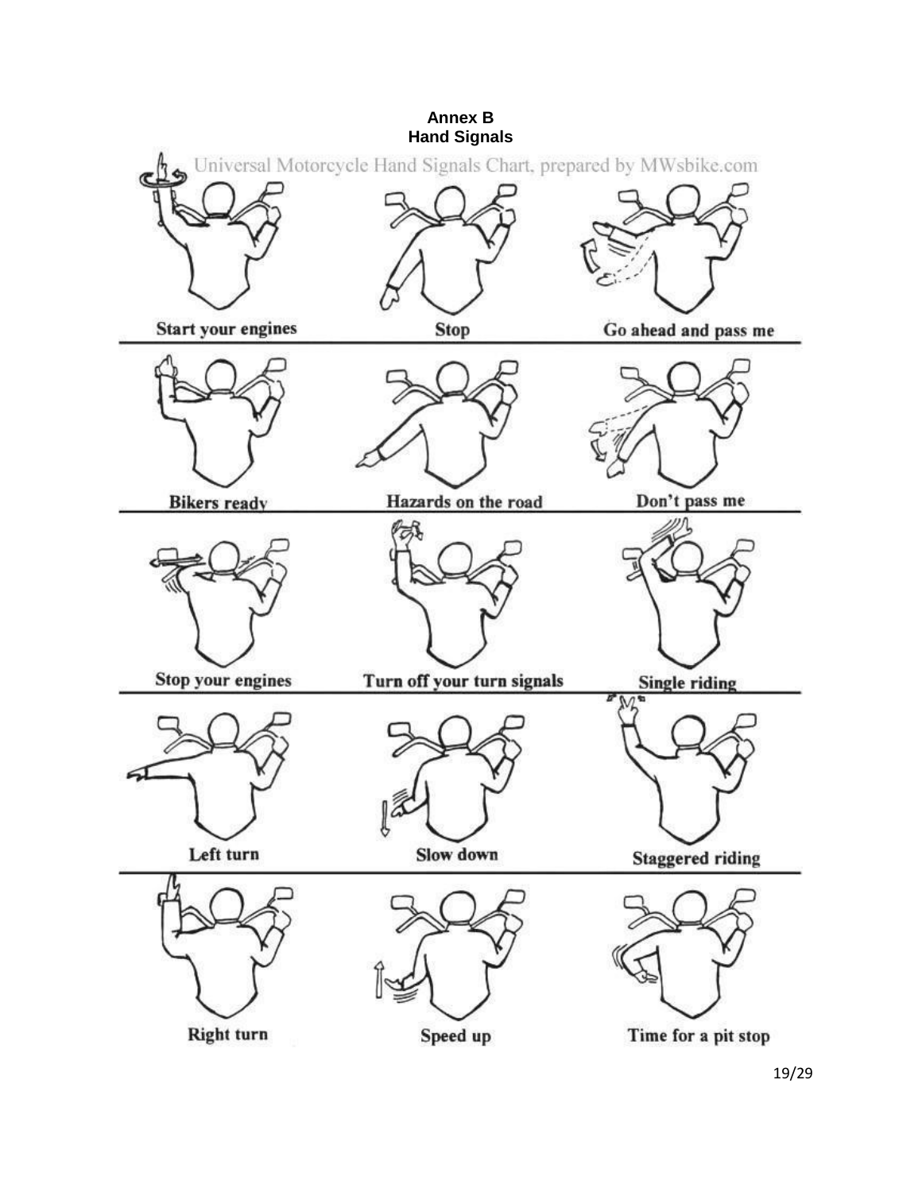**Annex B**
**Hand Signals**

Universal Motorcycle Hand Signals Chart, prepared by MWsbike.com

Start your engines

Stop

Go ahead and pass me

Bikers ready

Hazards on the road

Don't pass me

Stop your engines

Turn off your turn signals

Single riding

Left turn

Slow down

Staggered riding

Right turn

Speed up

Time for a pit stop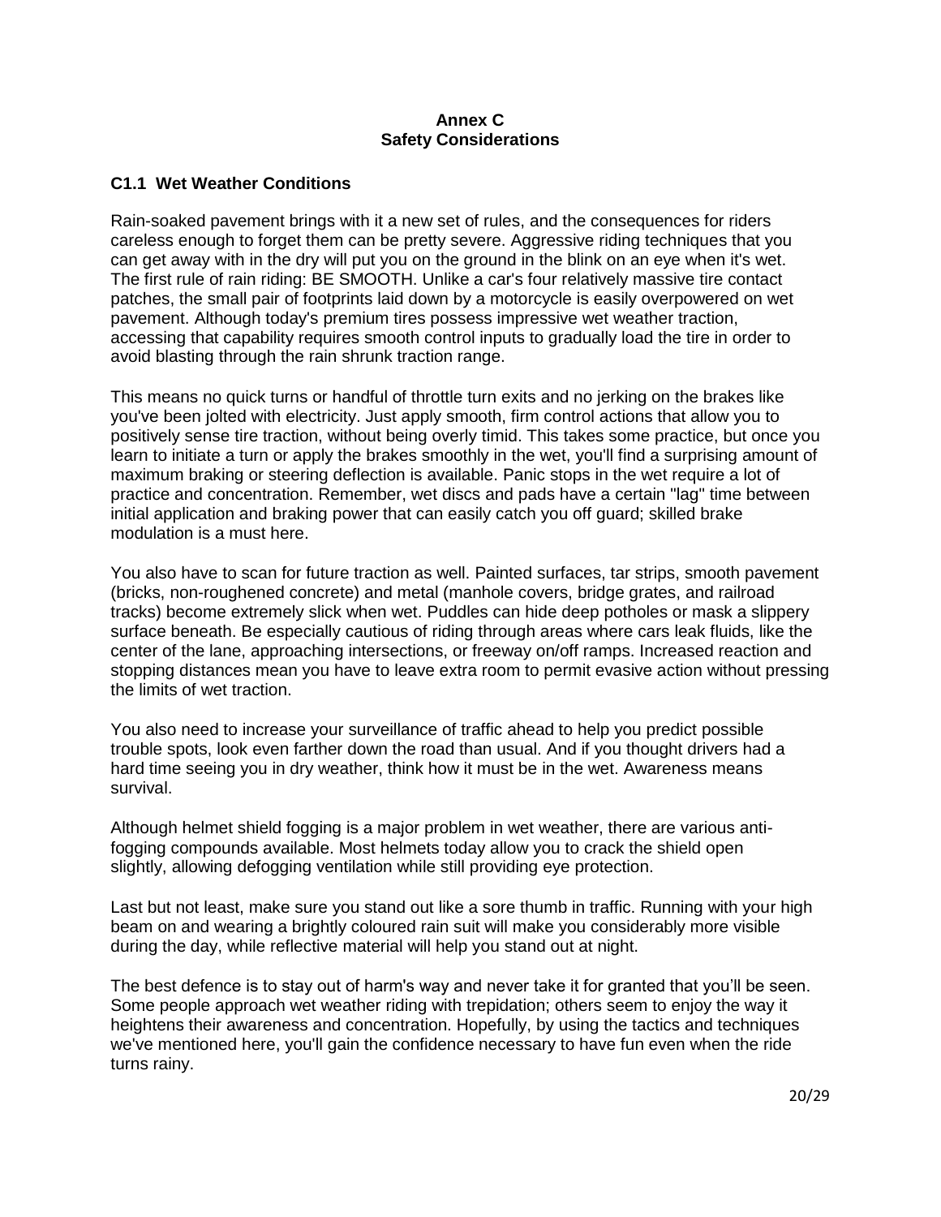**Annex C**
**Safety Considerations**

### C1.1 Wet Weather Conditions

Rain-soaked pavement brings with it a new set of rules, and the consequences for riders careless enough to forget them can be pretty severe. Aggressive riding techniques that you can get away with in the dry will put you on the ground in the blink on an eye when it's wet. The first rule of rain riding: BE SMOOTH. Unlike a car's four relatively massive tire contact patches, the small pair of footprints laid down by a motorcycle is easily overpowered on wet pavement. Although today's premium tires possess impressive wet weather traction, accessing that capability requires smooth control inputs to gradually load the tire in order to avoid blasting through the rain shrunk traction range.

This means no quick turns or handful of throttle turn exits and no jerking on the brakes like you've been jolted with electricity. Just apply smooth, firm control actions that allow you to positively sense tire traction, without being overly timid. This takes some practice, but once you learn to initiate a turn or apply the brakes smoothly in the wet, you'll find a surprising amount of maximum braking or steering deflection is available. Panic stops in the wet require a lot of practice and concentration. Remember, wet discs and pads have a certain "lag" time between initial application and braking power that can easily catch you off guard; skilled brake modulation is a must here.

You also have to scan for future traction as well. Painted surfaces, tar strips, smooth pavement (bricks, non-roughened concrete) and metal (manhole covers, bridge grates, and railroad tracks) become extremely slick when wet. Puddles can hide deep potholes or mask a slippery surface beneath. Be especially cautious of riding through areas where cars leak fluids, like the center of the lane, approaching intersections, or freeway on/off ramps. Increased reaction and stopping distances mean you have to leave extra room to permit evasive action without pressing the limits of wet traction.

You also need to increase your surveillance of traffic ahead to help you predict possible trouble spots, look even farther down the road than usual. And if you thought drivers had a hard time seeing you in dry weather, think how it must be in the wet. Awareness means survival.

Although helmet shield fogging is a major problem in wet weather, there are various anti-fogging compounds available. Most helmets today allow you to crack the shield open slightly, allowing defogging ventilation while still providing eye protection.

Last but not least, make sure you stand out like a sore thumb in traffic. Running with your high beam on and wearing a brightly coloured rain suit will make you considerably more visible during the day, while reflective material will help you stand out at night.

The best defence is to stay out of harm's way and never take it for granted that you'll be seen. Some people approach wet weather riding with trepidation; others seem to enjoy the way it heightens their awareness and concentration. Hopefully, by using the tactics and techniques we've mentioned here, you'll gain the confidence necessary to have fun even when the ride turns rainy.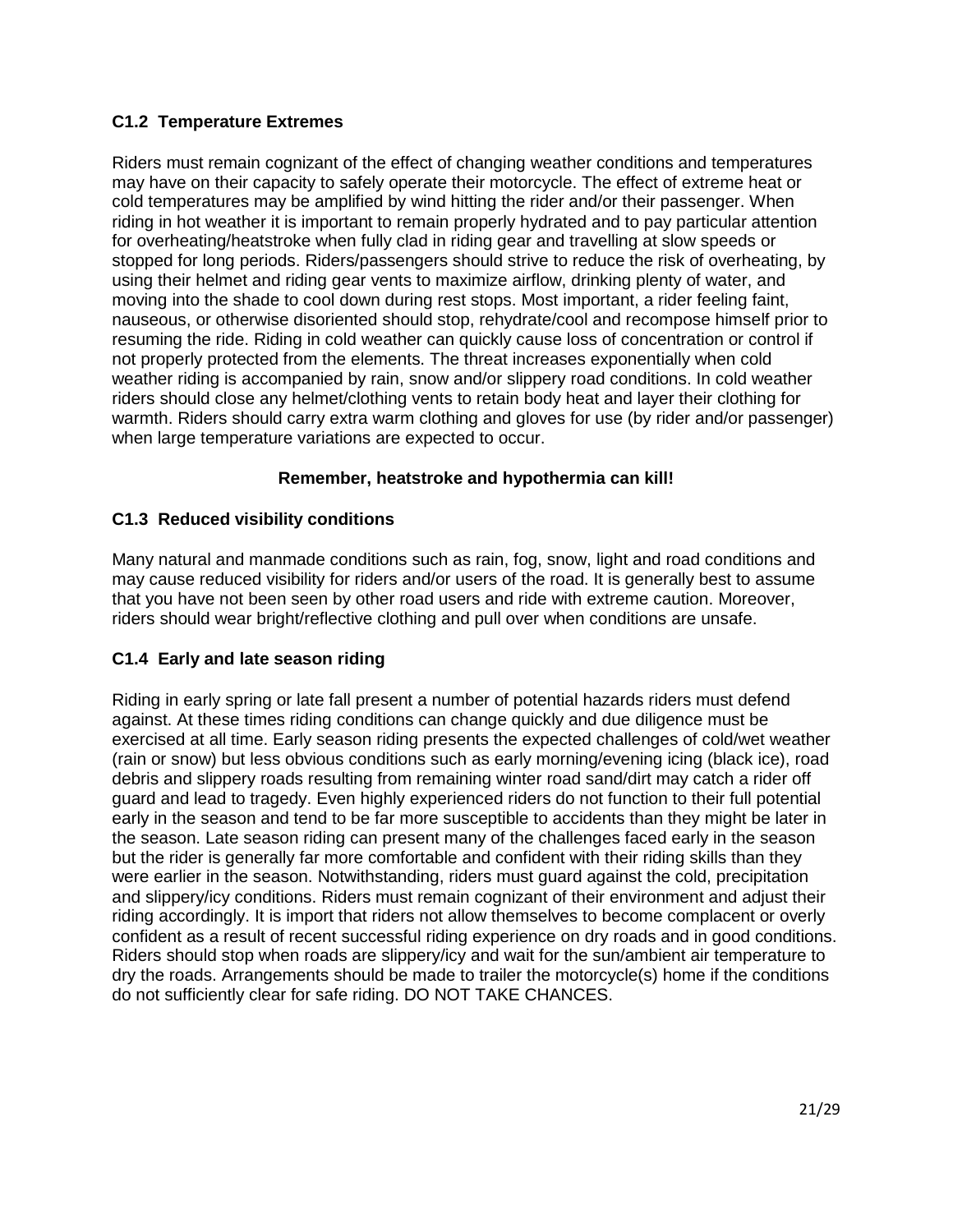### C1.2 Temperature Extremes

Riders must remain cognizant of the effect of changing weather conditions and temperatures may have on their capacity to safely operate their motorcycle. The effect of extreme heat or cold temperatures may be amplified by wind hitting the rider and/or their passenger. When riding in hot weather it is important to remain properly hydrated and to pay particular attention for overheating/heatstroke when fully clad in riding gear and travelling at slow speeds or stopped for long periods. Riders/passengers should strive to reduce the risk of overheating, by using their helmet and riding gear vents to maximize airflow, drinking plenty of water, and moving into the shade to cool down during rest stops. Most important, a rider feeling faint, nauseous, or otherwise disoriented should stop, rehydrate/cool and recompose himself prior to resuming the ride. Riding in cold weather can quickly cause loss of concentration or control if not properly protected from the elements. The threat increases exponentially when cold weather riding is accompanied by rain, snow and/or slippery road conditions. In cold weather riders should close any helmet/clothing vents to retain body heat and layer their clothing for warmth. Riders should carry extra warm clothing and gloves for use (by rider and/or passenger) when large temperature variations are expected to occur.

**Remember, heatstroke and hypothermia can kill!**

### C1.3 Reduced visibility conditions

Many natural and manmade conditions such as rain, fog, snow, light and road conditions and may cause reduced visibility for riders and/or users of the road. It is generally best to assume that you have not been seen by other road users and ride with extreme caution. Moreover, riders should wear bright/reflective clothing and pull over when conditions are unsafe.

### C1.4 Early and late season riding

Riding in early spring or late fall present a number of potential hazards riders must defend against. At these times riding conditions can change quickly and due diligence must be exercised at all time. Early season riding presents the expected challenges of cold/wet weather (rain or snow) but less obvious conditions such as early morning/evening icing (black ice), road debris and slippery roads resulting from remaining winter road sand/dirt may catch a rider off guard and lead to tragedy. Even highly experienced riders do not function to their full potential early in the season and tend to be far more susceptible to accidents than they might be later in the season. Late season riding can present many of the challenges faced early in the season but the rider is generally far more comfortable and confident with their riding skills than they were earlier in the season. Notwithstanding, riders must guard against the cold, precipitation and slippery/icy conditions. Riders must remain cognizant of their environment and adjust their riding accordingly. It is import that riders not allow themselves to become complacent or overly confident as a result of recent successful riding experience on dry roads and in good conditions. Riders should stop when roads are slippery/icy and wait for the sun/ambient air temperature to dry the roads. Arrangements should be made to trailer the motorcycle(s) home if the conditions do not sufficiently clear for safe riding. DO NOT TAKE CHANCES.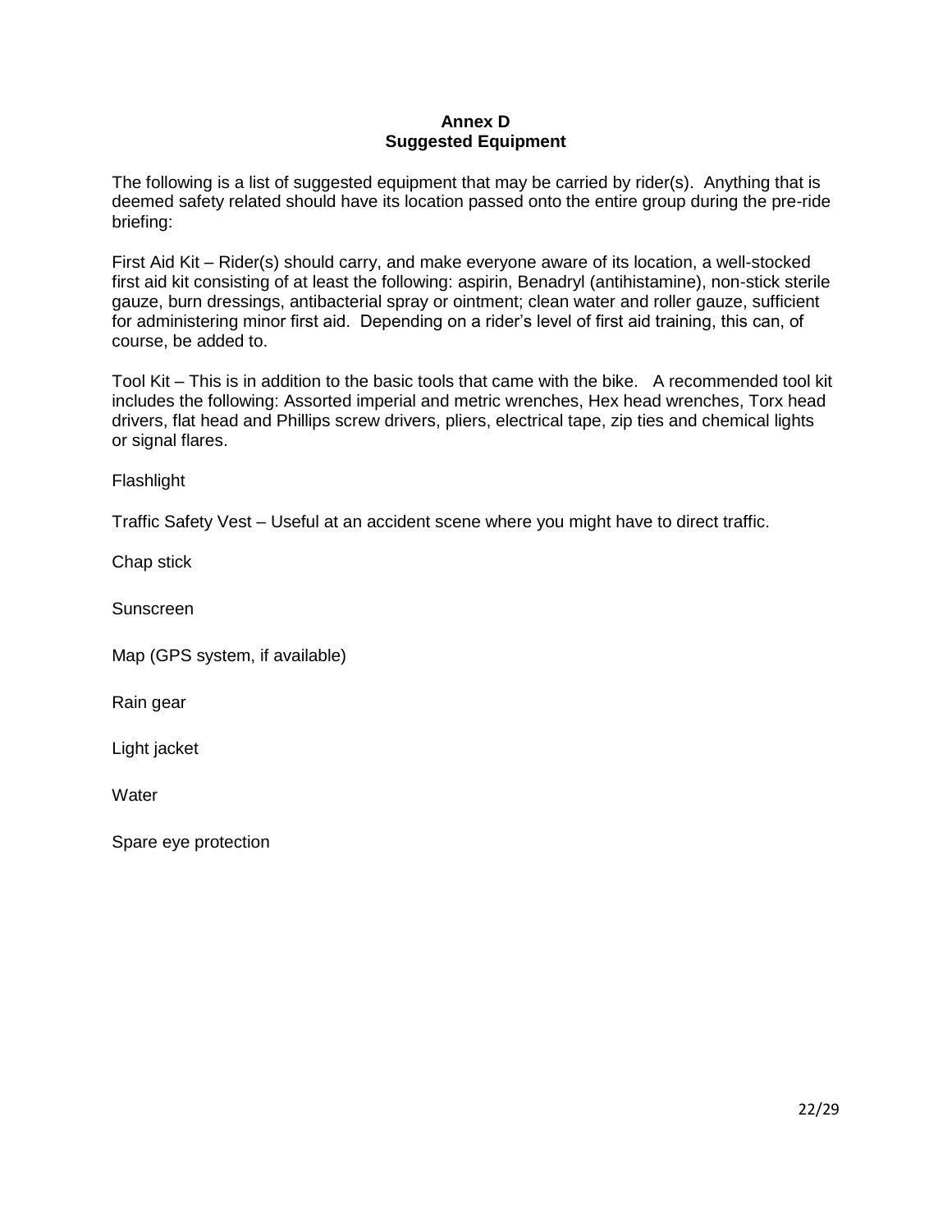# Annex D
## Suggested Equipment

The following is a list of suggested equipment that may be carried by rider(s). Anything that is deemed safety related should have its location passed onto the entire group during the pre-ride briefing:

First Aid Kit – Rider(s) should carry, and make everyone aware of its location, a well-stocked first aid kit consisting of at least the following: aspirin, Benadryl (antihistamine), non-stick sterile gauze, burn dressings, antibacterial spray or ointment; clean water and roller gauze, sufficient for administering minor first aid. Depending on a rider's level of first aid training, this can, of course, be added to.

Tool Kit – This is in addition to the basic tools that came with the bike. A recommended tool kit includes the following: Assorted imperial and metric wrenches, Hex head wrenches, Torx head drivers, flat head and Phillips screw drivers, pliers, electrical tape, zip ties and chemical lights or signal flares.

Flashlight

Traffic Safety Vest – Useful at an accident scene where you might have to direct traffic.

Chap stick

Sunscreen

Map (GPS system, if available)

Rain gear

Light jacket

Water

Spare eye protection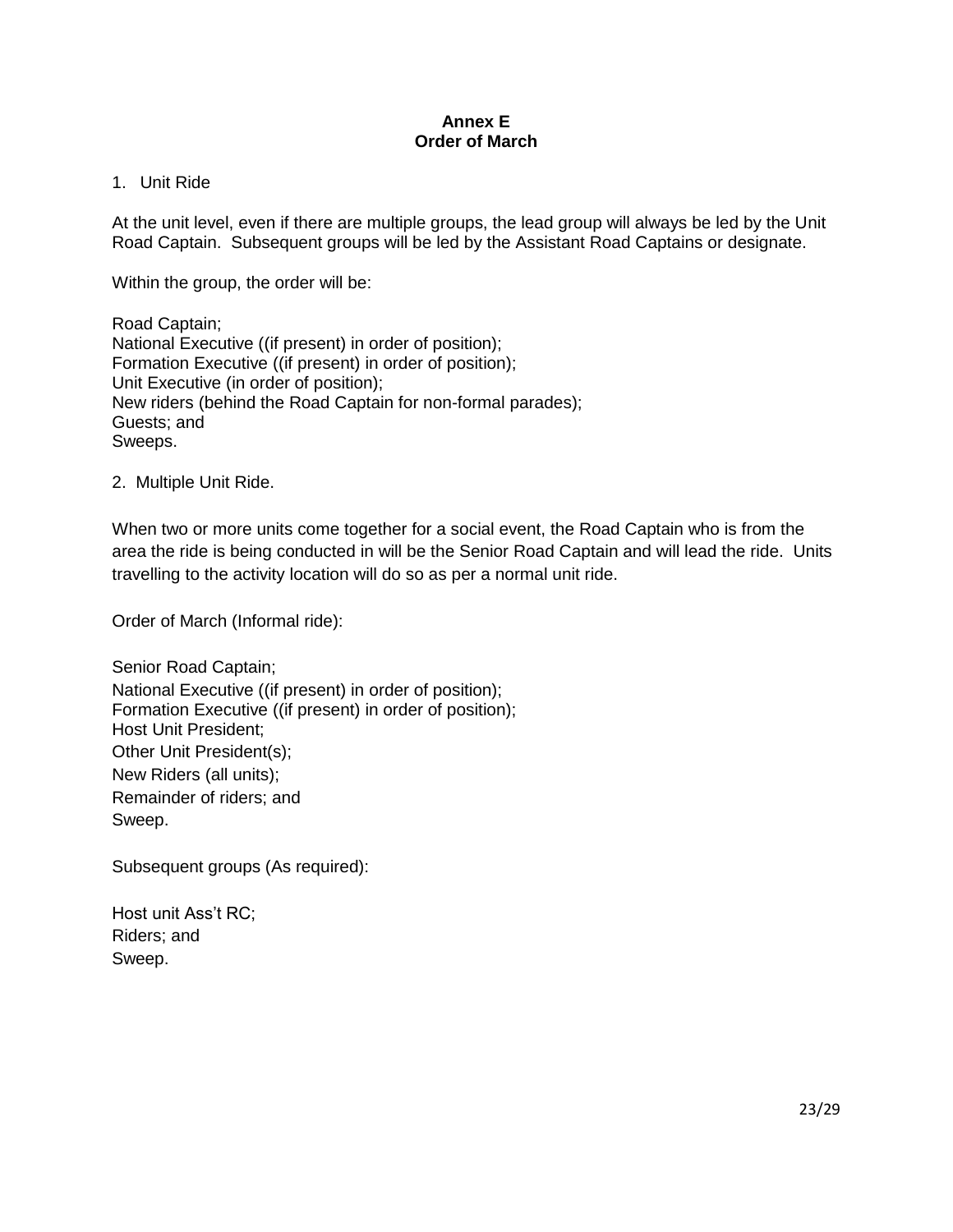# Annex E
# Order of March

1. Unit Ride

At the unit level, even if there are multiple groups, the lead group will always be led by the Unit Road Captain. Subsequent groups will be led by the Assistant Road Captains or designate.

Within the group, the order will be:

Road Captain;
National Executive ((if present) in order of position);
Formation Executive ((if present) in order of position);
Unit Executive (in order of position);
New riders (behind the Road Captain for non-formal parades);
Guests; and
Sweeps.

2. Multiple Unit Ride.

When two or more units come together for a social event, the Road Captain who is from the area the ride is being conducted in will be the Senior Road Captain and will lead the ride. Units travelling to the activity location will do so as per a normal unit ride.

Order of March (Informal ride):

Senior Road Captain;
National Executive ((if present) in order of position);
Formation Executive ((if present) in order of position);
Host Unit President;
Other Unit President(s);
New Riders (all units);
Remainder of riders; and
Sweep.

Subsequent groups (As required):

Host unit Ass't RC;
Riders; and
Sweep.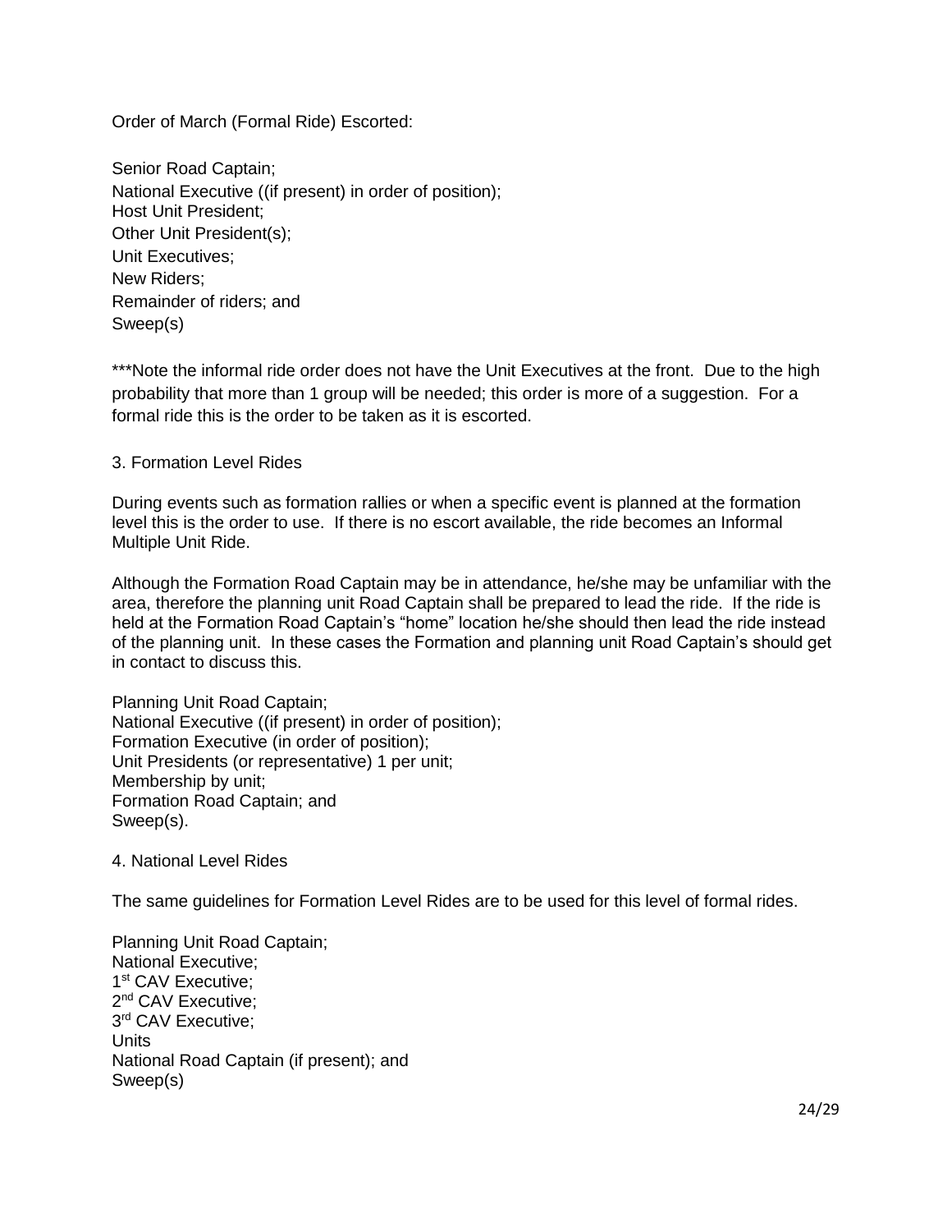Order of March (Formal Ride) Escorted:

Senior Road Captain;
National Executive ((if present) in order of position);
Host Unit President;
Other Unit President(s);
Unit Executives;
New Riders;
Remainder of riders; and
Sweep(s)

***Note the informal ride order does not have the Unit Executives at the front. Due to the high probability that more than 1 group will be needed; this order is more of a suggestion. For a formal ride this is the order to be taken as it is escorted.

3. Formation Level Rides

During events such as formation rallies or when a specific event is planned at the formation level this is the order to use. If there is no escort available, the ride becomes an Informal Multiple Unit Ride.

Although the Formation Road Captain may be in attendance, he/she may be unfamiliar with the area, therefore the planning unit Road Captain shall be prepared to lead the ride. If the ride is held at the Formation Road Captain's "home" location he/she should then lead the ride instead of the planning unit. In these cases the Formation and planning unit Road Captain's should get in contact to discuss this.

Planning Unit Road Captain;
National Executive ((if present) in order of position);
Formation Executive (in order of position);
Unit Presidents (or representative) 1 per unit;
Membership by unit;
Formation Road Captain; and
Sweep(s).

4. National Level Rides

The same guidelines for Formation Level Rides are to be used for this level of formal rides.

Planning Unit Road Captain;
National Executive;
1st CAV Executive;
2nd CAV Executive;
3rd CAV Executive;
Units
National Road Captain (if present); and
Sweep(s)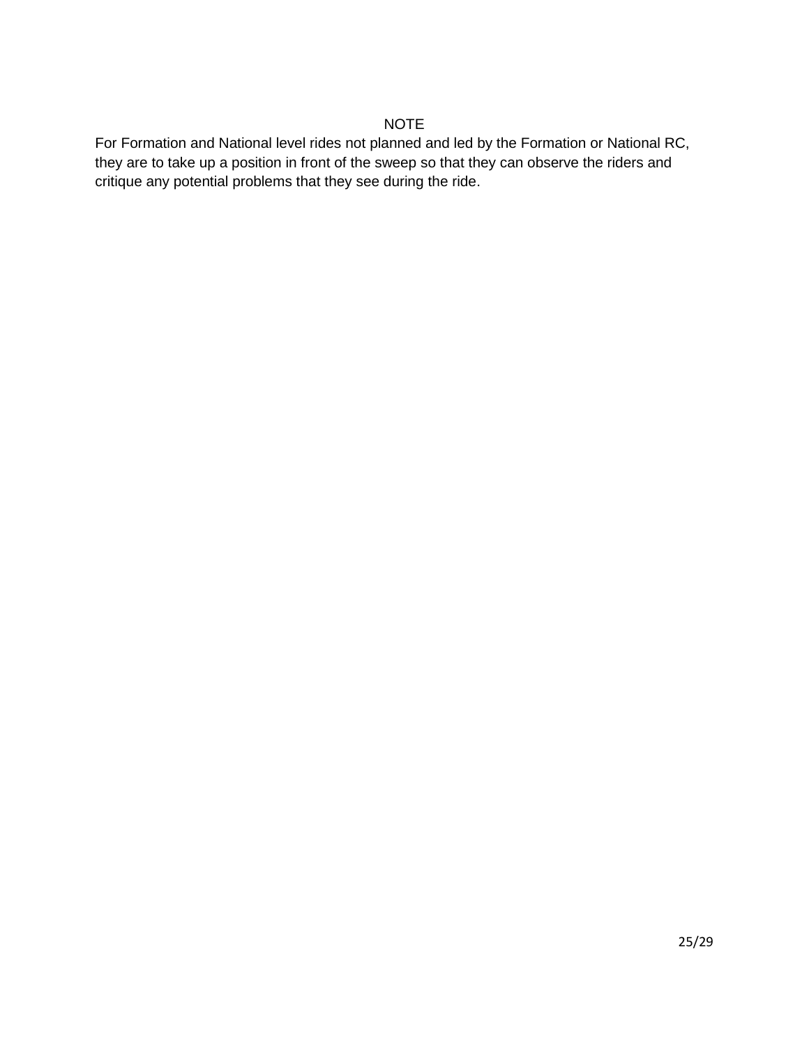NOTE

For Formation and National level rides not planned and led by the Formation or National RC, they are to take up a position in front of the sweep so that they can observe the riders and critique any potential problems that they see during the ride.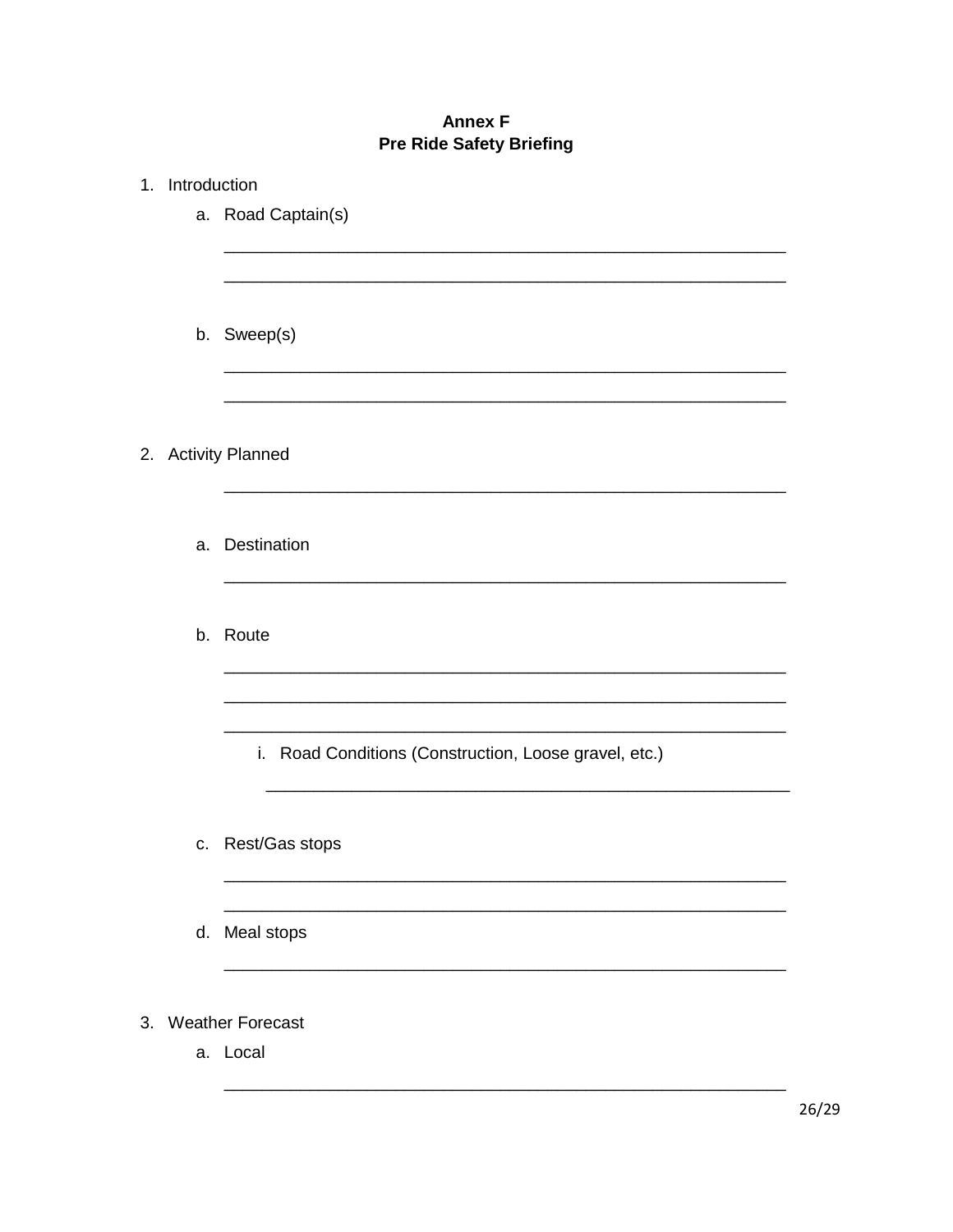# Annex F
## Pre Ride Safety Briefing

1. Introduction
   a. Road Captain(s)

      ____________________________________________________________

      ____________________________________________________________

   b. Sweep(s)

      ____________________________________________________________

      ____________________________________________________________

2. Activity Planned

   ____________________________________________________________

   a. Destination

      ____________________________________________________________

   b. Route

      ____________________________________________________________

      ____________________________________________________________

      ____________________________________________________________

      i. Road Conditions (Construction, Loose gravel, etc.)

         ____________________________________________________________

   c. Rest/Gas stops

      ____________________________________________________________

      ____________________________________________________________

   d. Meal stops

      ____________________________________________________________

3. Weather Forecast
   a. Local

      ____________________________________________________________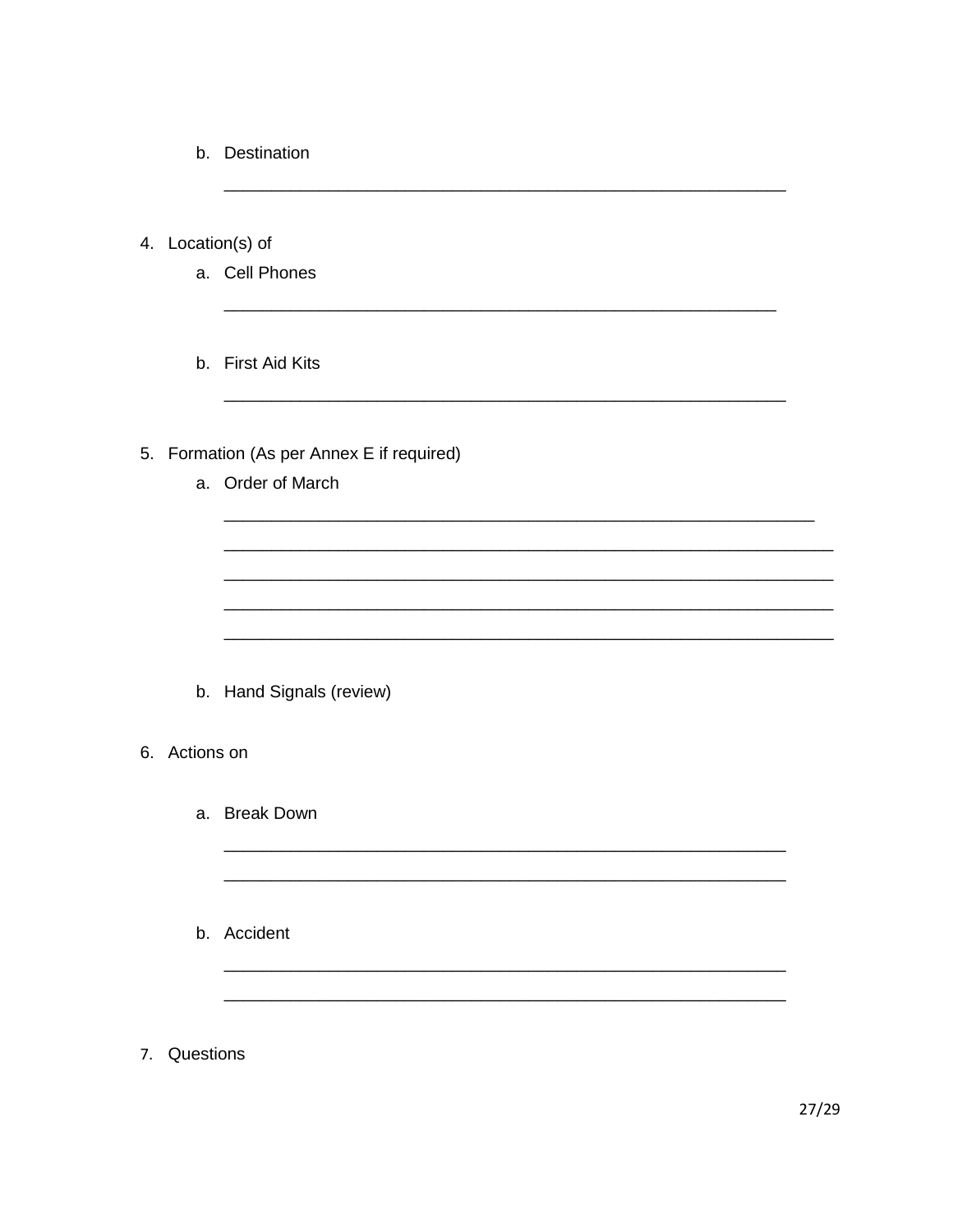b. Destination

      ______________________________________________________________

4. Location(s) of
   a. Cell Phones

      _____________________________________________________________

   b. First Aid Kits

      ______________________________________________________________

5. Formation (As per Annex E if required)
   a. Order of March

      _________________________________________________________________

      ___________________________________________________________________

      ___________________________________________________________________

      ___________________________________________________________________

      ___________________________________________________________________

   b. Hand Signals (review)

6. Actions on

   a. Break Down

      ______________________________________________________________

      ______________________________________________________________

   b. Accident

      ______________________________________________________________

      ______________________________________________________________

7. Questions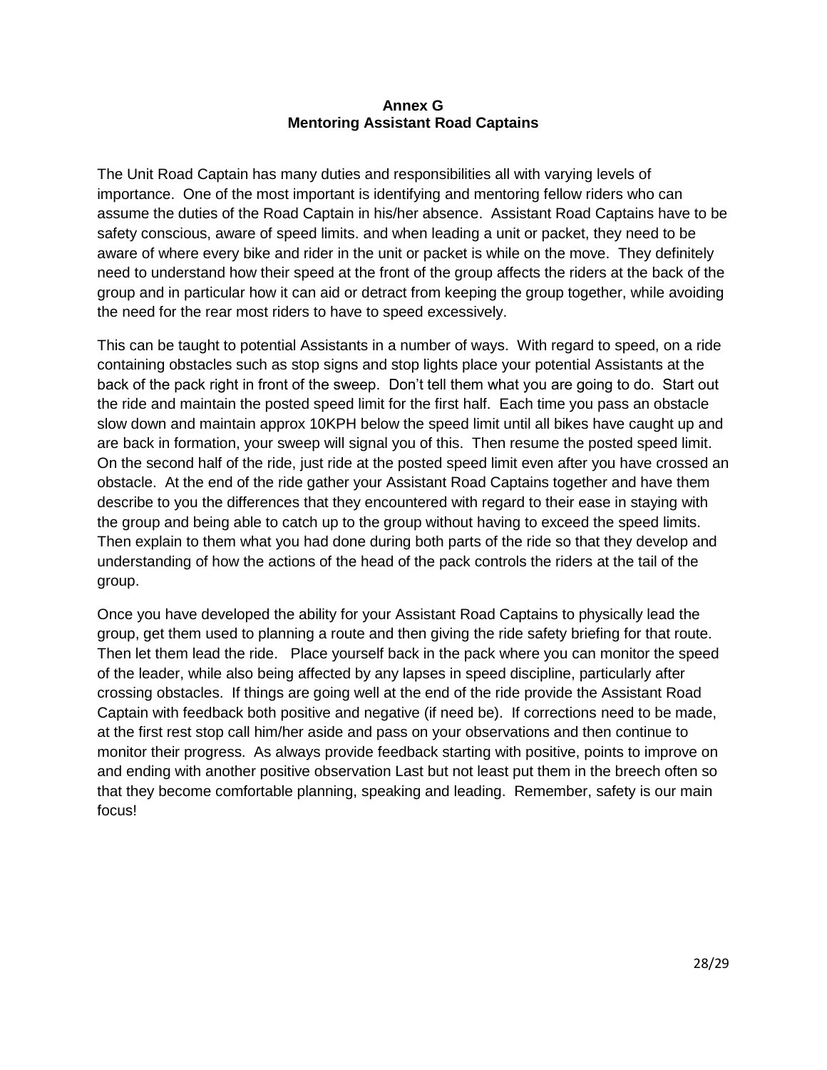# Annex G
## Mentoring Assistant Road Captains

The Unit Road Captain has many duties and responsibilities all with varying levels of importance. One of the most important is identifying and mentoring fellow riders who can assume the duties of the Road Captain in his/her absence. Assistant Road Captains have to be safety conscious, aware of speed limits. and when leading a unit or packet, they need to be aware of where every bike and rider in the unit or packet is while on the move. They definitely need to understand how their speed at the front of the group affects the riders at the back of the group and in particular how it can aid or detract from keeping the group together, while avoiding the need for the rear most riders to have to speed excessively.

This can be taught to potential Assistants in a number of ways. With regard to speed, on a ride containing obstacles such as stop signs and stop lights place your potential Assistants at the back of the pack right in front of the sweep. Don't tell them what you are going to do. Start out the ride and maintain the posted speed limit for the first half. Each time you pass an obstacle slow down and maintain approx 10KPH below the speed limit until all bikes have caught up and are back in formation, your sweep will signal you of this. Then resume the posted speed limit. On the second half of the ride, just ride at the posted speed limit even after you have crossed an obstacle. At the end of the ride gather your Assistant Road Captains together and have them describe to you the differences that they encountered with regard to their ease in staying with the group and being able to catch up to the group without having to exceed the speed limits. Then explain to them what you had done during both parts of the ride so that they develop and understanding of how the actions of the head of the pack controls the riders at the tail of the group.

Once you have developed the ability for your Assistant Road Captains to physically lead the group, get them used to planning a route and then giving the ride safety briefing for that route. Then let them lead the ride. Place yourself back in the pack where you can monitor the speed of the leader, while also being affected by any lapses in speed discipline, particularly after crossing obstacles. If things are going well at the end of the ride provide the Assistant Road Captain with feedback both positive and negative (if need be). If corrections need to be made, at the first rest stop call him/her aside and pass on your observations and then continue to monitor their progress. As always provide feedback starting with positive, points to improve on and ending with another positive observation Last but not least put them in the breech often so that they become comfortable planning, speaking and leading. Remember, safety is our main focus!